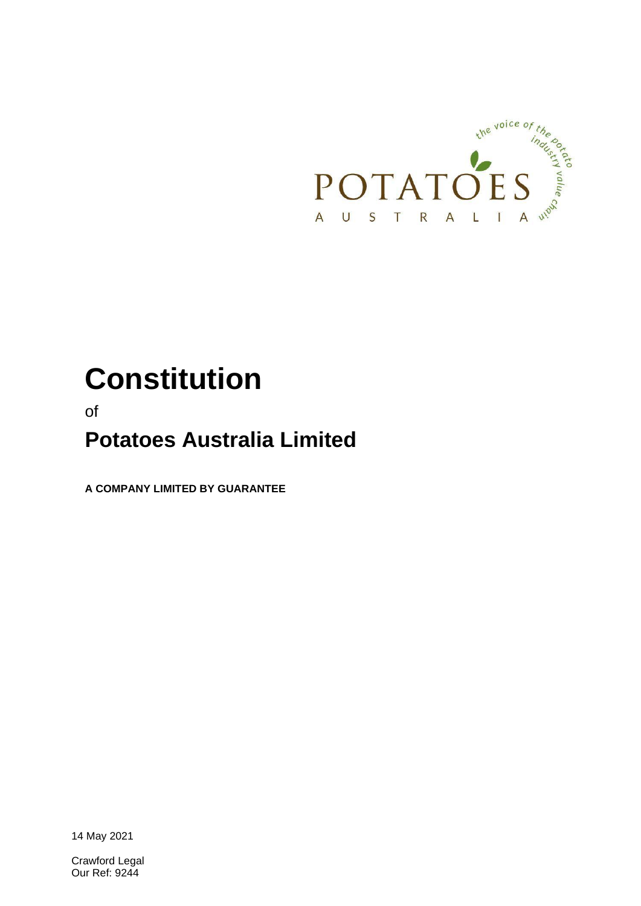# Constitution

of

## Potatoes Australia Limited

**A COMPANY LIMITED BY GUARANTEE**

14 May 2021

Crawford Legal
Our Ref: 9244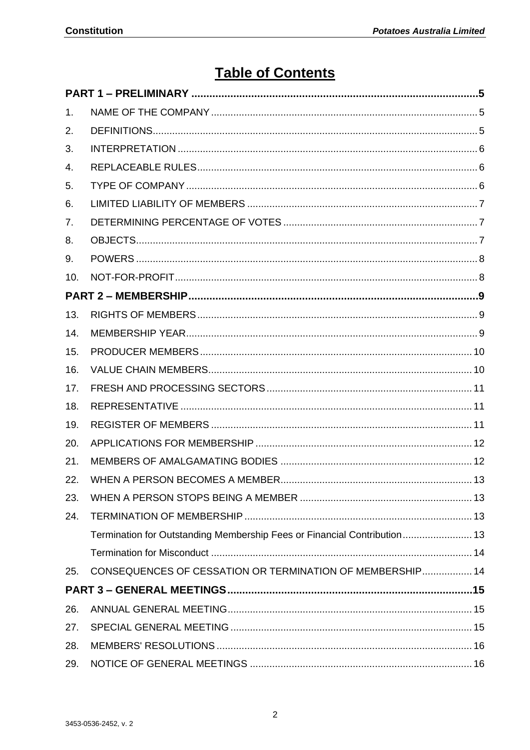# Table of Contents

**PART 1 – PRELIMINARY ... 5**

1. NAME OF THE COMPANY ... 5
2. DEFINITIONS ... 5
3. INTERPRETATION ... 6
4. REPLACEABLE RULES ... 6
5. TYPE OF COMPANY ... 6
6. LIMITED LIABILITY OF MEMBERS ... 7
7. DETERMINING PERCENTAGE OF VOTES ... 7
8. OBJECTS ... 7
9. POWERS ... 8
10. NOT-FOR-PROFIT ... 8

**PART 2 – MEMBERSHIP ... 9**

13. RIGHTS OF MEMBERS ... 9
14. MEMBERSHIP YEAR ... 9
15. PRODUCER MEMBERS ... 10
16. VALUE CHAIN MEMBERS ... 10
17. FRESH AND PROCESSING SECTORS ... 11
18. REPRESENTATIVE ... 11
19. REGISTER OF MEMBERS ... 11
20. APPLICATIONS FOR MEMBERSHIP ... 12
21. MEMBERS OF AMALGAMATING BODIES ... 12
22. WHEN A PERSON BECOMES A MEMBER ... 13
23. WHEN A PERSON STOPS BEING A MEMBER ... 13
24. TERMINATION OF MEMBERSHIP ... 13
    - Termination for Outstanding Membership Fees or Financial Contribution ... 13
    - Termination for Misconduct ... 14
25. CONSEQUENCES OF CESSATION OR TERMINATION OF MEMBERSHIP ... 14

**PART 3 – GENERAL MEETINGS ... 15**

26. ANNUAL GENERAL MEETING ... 15
27. SPECIAL GENERAL MEETING ... 15
28. MEMBERS' RESOLUTIONS ... 16
29. NOTICE OF GENERAL MEETINGS ... 16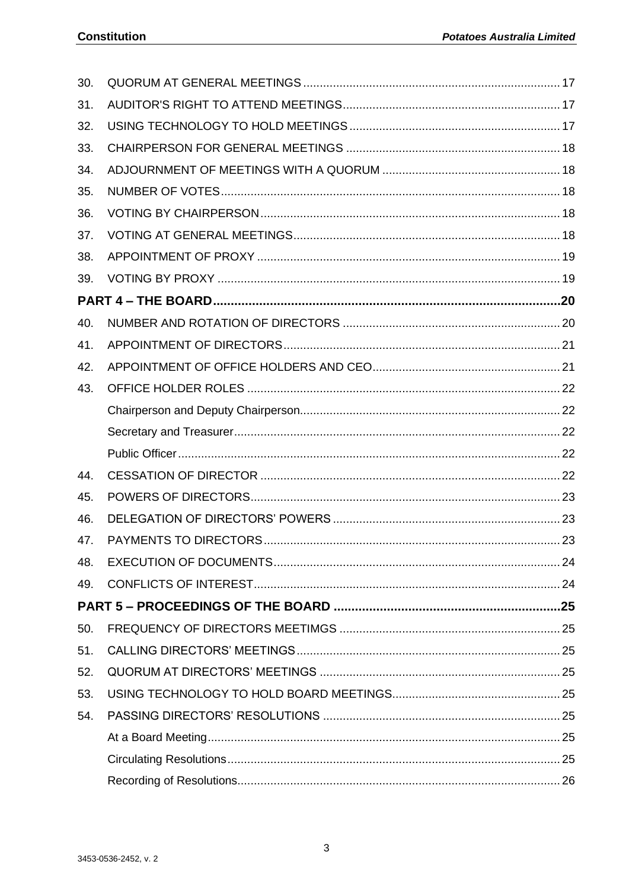30. QUORUM AT GENERAL MEETINGS .......... 17
31. AUDITOR'S RIGHT TO ATTEND MEETINGS .......... 17
32. USING TECHNOLOGY TO HOLD MEETINGS .......... 17
33. CHAIRPERSON FOR GENERAL MEETINGS .......... 18
34. ADJOURNMENT OF MEETINGS WITH A QUORUM .......... 18
35. NUMBER OF VOTES .......... 18
36. VOTING BY CHAIRPERSON .......... 18
37. VOTING AT GENERAL MEETINGS .......... 18
38. APPOINTMENT OF PROXY .......... 19
39. VOTING BY PROXY .......... 19

**PART 4 – THE BOARD .......... 20**

40. NUMBER AND ROTATION OF DIRECTORS .......... 20
41. APPOINTMENT OF DIRECTORS .......... 21
42. APPOINTMENT OF OFFICE HOLDERS AND CEO .......... 21
43. OFFICE HOLDER ROLES .......... 22
    Chairperson and Deputy Chairperson .......... 22
    Secretary and Treasurer .......... 22
    Public Officer .......... 22
44. CESSATION OF DIRECTOR .......... 22
45. POWERS OF DIRECTORS .......... 23
46. DELEGATION OF DIRECTORS' POWERS .......... 23
47. PAYMENTS TO DIRECTORS .......... 23
48. EXECUTION OF DOCUMENTS .......... 24
49. CONFLICTS OF INTEREST .......... 24

**PART 5 – PROCEEDINGS OF THE BOARD .......... 25**

50. FREQUENCY OF DIRECTORS MEETIMGS .......... 25
51. CALLING DIRECTORS' MEETINGS .......... 25
52. QUORUM AT DIRECTORS' MEETINGS .......... 25
53. USING TECHNOLOGY TO HOLD BOARD MEETINGS .......... 25
54. PASSING DIRECTORS' RESOLUTIONS .......... 25
    At a Board Meeting .......... 25
    Circulating Resolutions .......... 25
    Recording of Resolutions .......... 26

3453-0536-2452, v. 2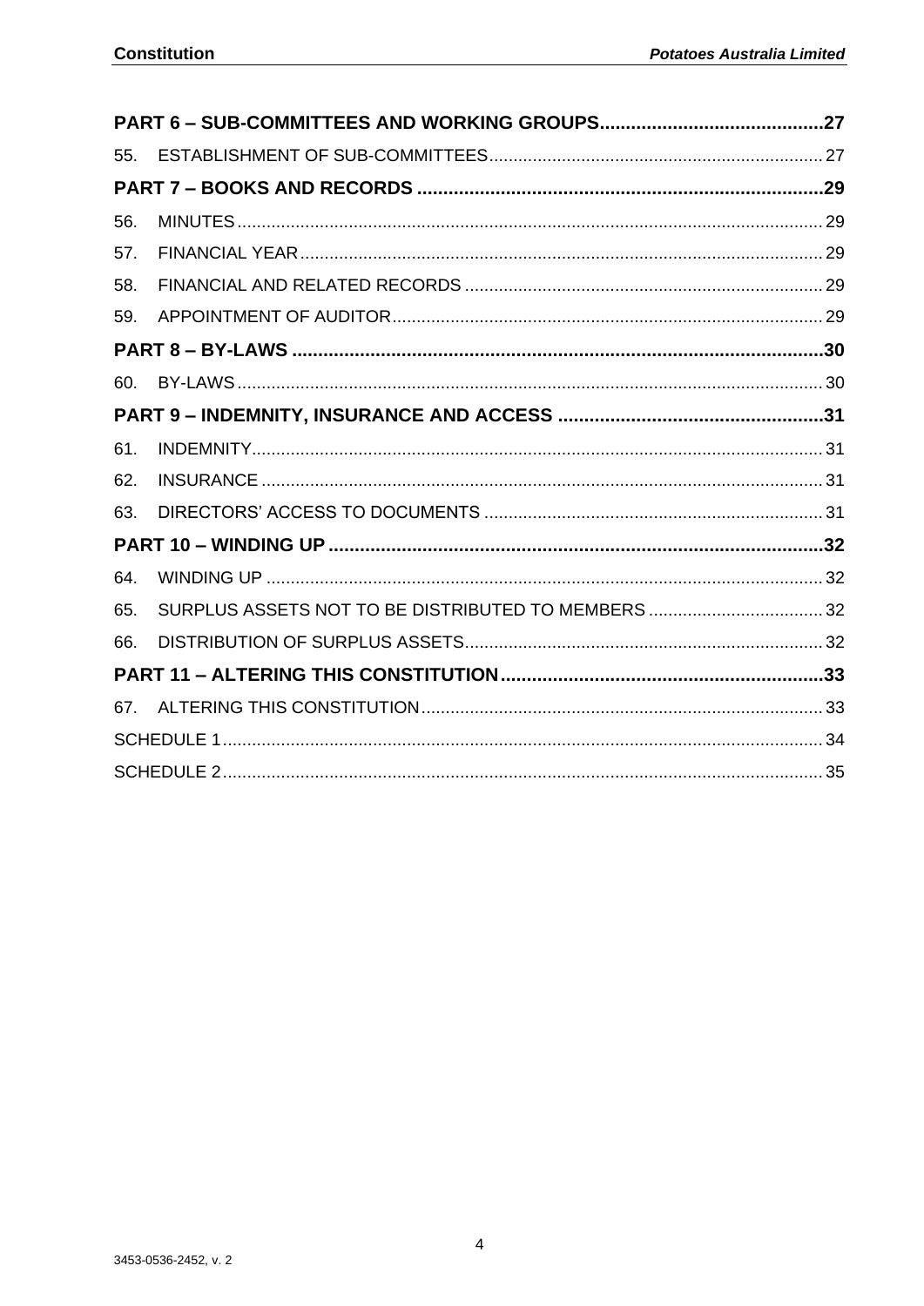**PART 6 – SUB-COMMITTEES AND WORKING GROUPS ... 27**

55. ESTABLISHMENT OF SUB-COMMITTEES ... 27

**PART 7 – BOOKS AND RECORDS ... 29**

56. MINUTES ... 29

57. FINANCIAL YEAR ... 29

58. FINANCIAL AND RELATED RECORDS ... 29

59. APPOINTMENT OF AUDITOR ... 29

**PART 8 – BY-LAWS ... 30**

60. BY-LAWS ... 30

**PART 9 – INDEMNITY, INSURANCE AND ACCESS ... 31**

61. INDEMNITY ... 31

62. INSURANCE ... 31

63. DIRECTORS' ACCESS TO DOCUMENTS ... 31

**PART 10 – WINDING UP ... 32**

64. WINDING UP ... 32

65. SURPLUS ASSETS NOT TO BE DISTRIBUTED TO MEMBERS ... 32

66. DISTRIBUTION OF SURPLUS ASSETS ... 32

**PART 11 – ALTERING THIS CONSTITUTION ... 33**

67. ALTERING THIS CONSTITUTION ... 33

SCHEDULE 1 ... 34

SCHEDULE 2 ... 35

3453-0536-2452, v. 2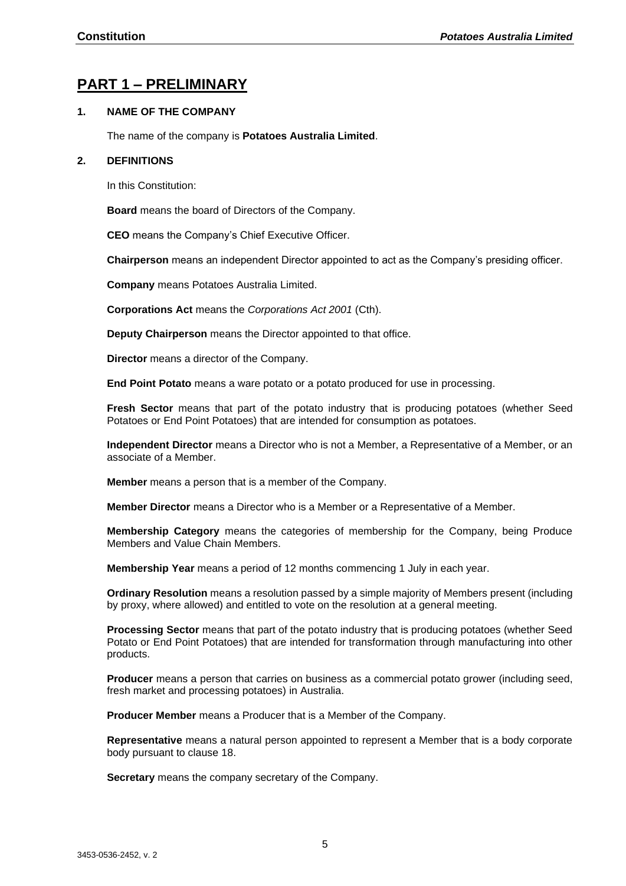# PART 1 – PRELIMINARY

## 1. NAME OF THE COMPANY

The name of the company is **Potatoes Australia Limited**.

## 2. DEFINITIONS

In this Constitution:

**Board** means the board of Directors of the Company.

**CEO** means the Company's Chief Executive Officer.

**Chairperson** means an independent Director appointed to act as the Company's presiding officer.

**Company** means Potatoes Australia Limited.

**Corporations Act** means the *Corporations Act 2001* (Cth).

**Deputy Chairperson** means the Director appointed to that office.

**Director** means a director of the Company.

**End Point Potato** means a ware potato or a potato produced for use in processing.

**Fresh Sector** means that part of the potato industry that is producing potatoes (whether Seed Potatoes or End Point Potatoes) that are intended for consumption as potatoes.

**Independent Director** means a Director who is not a Member, a Representative of a Member, or an associate of a Member.

**Member** means a person that is a member of the Company.

**Member Director** means a Director who is a Member or a Representative of a Member.

**Membership Category** means the categories of membership for the Company, being Produce Members and Value Chain Members.

**Membership Year** means a period of 12 months commencing 1 July in each year.

**Ordinary Resolution** means a resolution passed by a simple majority of Members present (including by proxy, where allowed) and entitled to vote on the resolution at a general meeting.

**Processing Sector** means that part of the potato industry that is producing potatoes (whether Seed Potato or End Point Potatoes) that are intended for transformation through manufacturing into other products.

**Producer** means a person that carries on business as a commercial potato grower (including seed, fresh market and processing potatoes) in Australia.

**Producer Member** means a Producer that is a Member of the Company.

**Representative** means a natural person appointed to represent a Member that is a body corporate body pursuant to clause 18.

**Secretary** means the company secretary of the Company.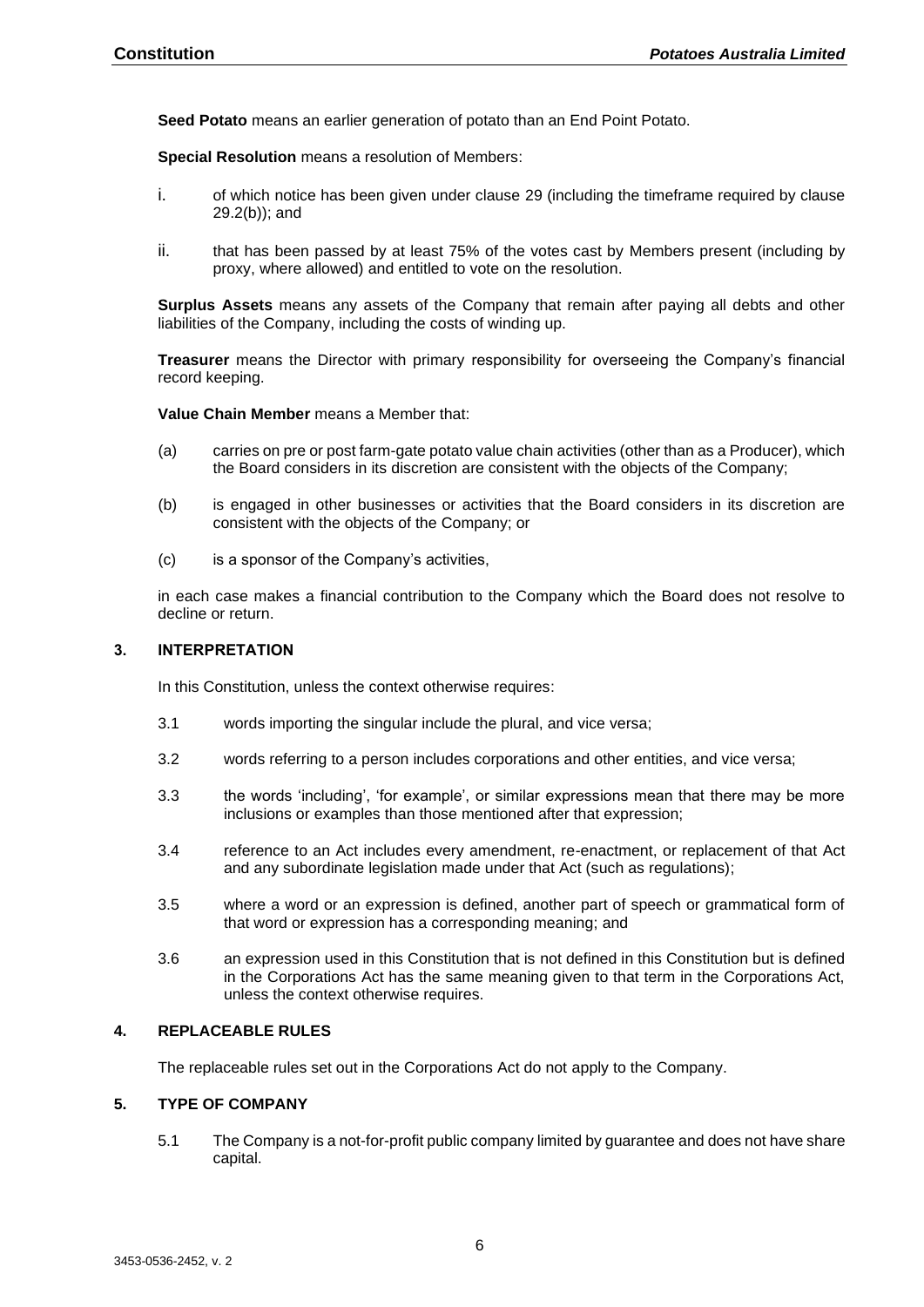**Seed Potato** means an earlier generation of potato than an End Point Potato.

**Special Resolution** means a resolution of Members:

i. of which notice has been given under clause 29 (including the timeframe required by clause 29.2(b)); and

ii. that has been passed by at least 75% of the votes cast by Members present (including by proxy, where allowed) and entitled to vote on the resolution.

**Surplus Assets** means any assets of the Company that remain after paying all debts and other liabilities of the Company, including the costs of winding up.

**Treasurer** means the Director with primary responsibility for overseeing the Company's financial record keeping.

**Value Chain Member** means a Member that:

(a) carries on pre or post farm-gate potato value chain activities (other than as a Producer), which the Board considers in its discretion are consistent with the objects of the Company;

(b) is engaged in other businesses or activities that the Board considers in its discretion are consistent with the objects of the Company; or

(c) is a sponsor of the Company's activities,

in each case makes a financial contribution to the Company which the Board does not resolve to decline or return.

## 3. INTERPRETATION

In this Constitution, unless the context otherwise requires:

3.1 words importing the singular include the plural, and vice versa;

3.2 words referring to a person includes corporations and other entities, and vice versa;

3.3 the words 'including', 'for example', or similar expressions mean that there may be more inclusions or examples than those mentioned after that expression;

3.4 reference to an Act includes every amendment, re-enactment, or replacement of that Act and any subordinate legislation made under that Act (such as regulations);

3.5 where a word or an expression is defined, another part of speech or grammatical form of that word or expression has a corresponding meaning; and

3.6 an expression used in this Constitution that is not defined in this Constitution but is defined in the Corporations Act has the same meaning given to that term in the Corporations Act, unless the context otherwise requires.

## 4. REPLACEABLE RULES

The replaceable rules set out in the Corporations Act do not apply to the Company.

## 5. TYPE OF COMPANY

5.1 The Company is a not-for-profit public company limited by guarantee and does not have share capital.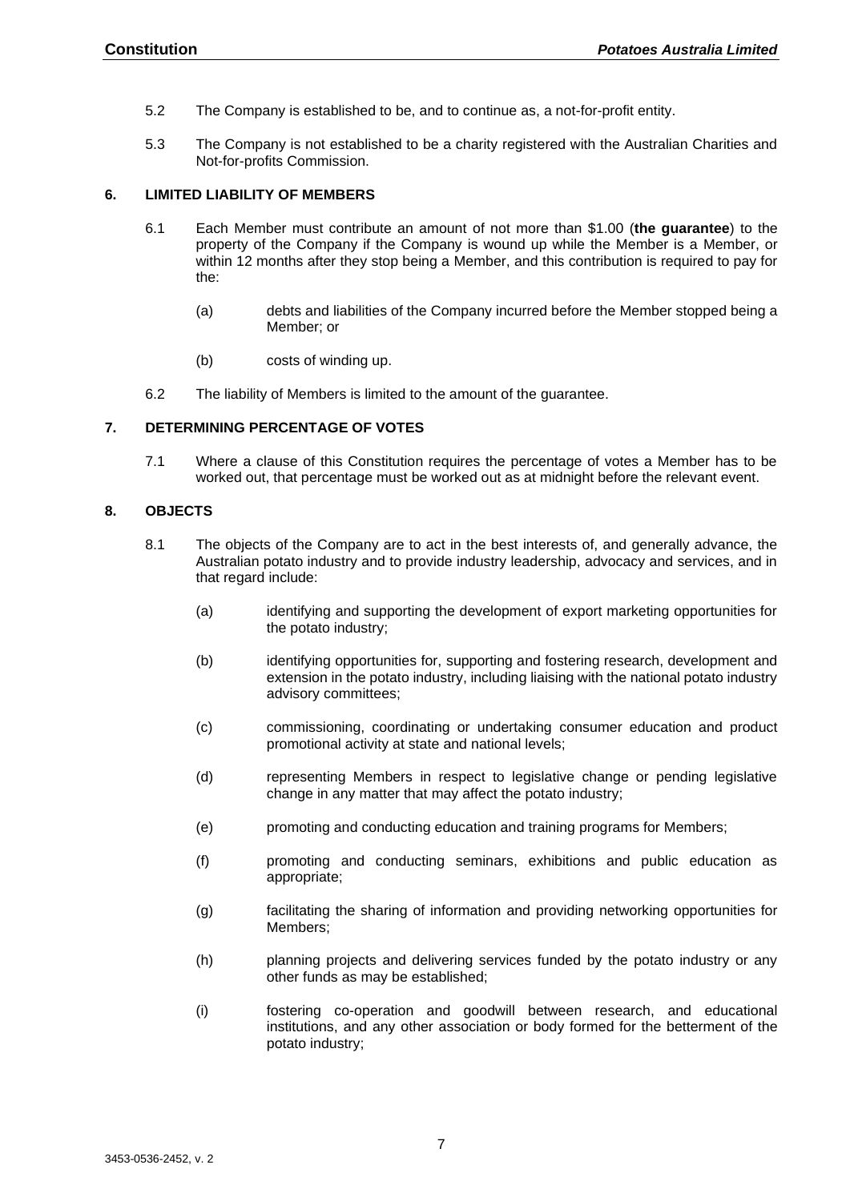5.2 The Company is established to be, and to continue as, a not-for-profit entity.

5.3 The Company is not established to be a charity registered with the Australian Charities and Not-for-profits Commission.

## 6. LIMITED LIABILITY OF MEMBERS

6.1 Each Member must contribute an amount of not more than $1.00 (**the guarantee**) to the property of the Company if the Company is wound up while the Member is a Member, or within 12 months after they stop being a Member, and this contribution is required to pay for the:

- (a) debts and liabilities of the Company incurred before the Member stopped being a Member; or
- (b) costs of winding up.

6.2 The liability of Members is limited to the amount of the guarantee.

## 7. DETERMINING PERCENTAGE OF VOTES

7.1 Where a clause of this Constitution requires the percentage of votes a Member has to be worked out, that percentage must be worked out as at midnight before the relevant event.

## 8. OBJECTS

8.1 The objects of the Company are to act in the best interests of, and generally advance, the Australian potato industry and to provide industry leadership, advocacy and services, and in that regard include:

- (a) identifying and supporting the development of export marketing opportunities for the potato industry;
- (b) identifying opportunities for, supporting and fostering research, development and extension in the potato industry, including liaising with the national potato industry advisory committees;
- (c) commissioning, coordinating or undertaking consumer education and product promotional activity at state and national levels;
- (d) representing Members in respect to legislative change or pending legislative change in any matter that may affect the potato industry;
- (e) promoting and conducting education and training programs for Members;
- (f) promoting and conducting seminars, exhibitions and public education as appropriate;
- (g) facilitating the sharing of information and providing networking opportunities for Members;
- (h) planning projects and delivering services funded by the potato industry or any other funds as may be established;
- (i) fostering co-operation and goodwill between research, and educational institutions, and any other association or body formed for the betterment of the potato industry;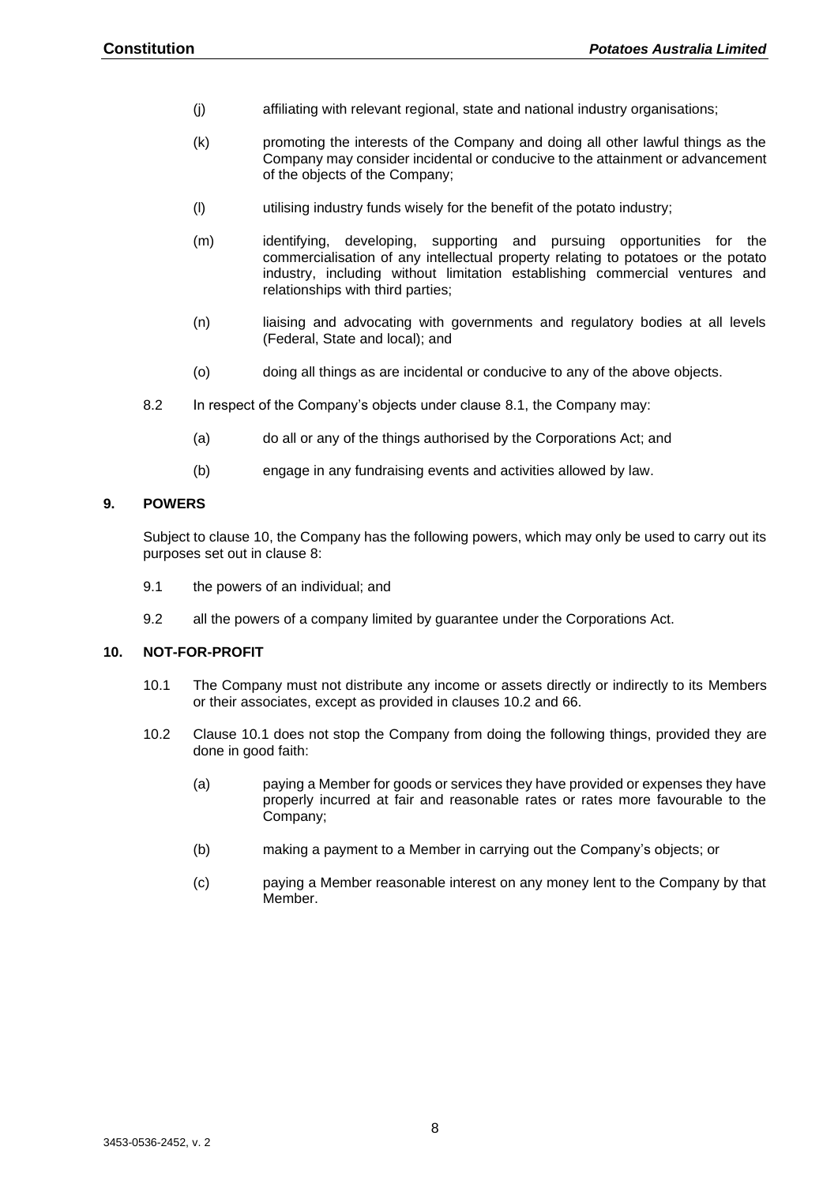(j) affiliating with relevant regional, state and national industry organisations;

(k) promoting the interests of the Company and doing all other lawful things as the Company may consider incidental or conducive to the attainment or advancement of the objects of the Company;

(l) utilising industry funds wisely for the benefit of the potato industry;

(m) identifying, developing, supporting and pursuing opportunities for the commercialisation of any intellectual property relating to potatoes or the potato industry, including without limitation establishing commercial ventures and relationships with third parties;

(n) liaising and advocating with governments and regulatory bodies at all levels (Federal, State and local); and

(o) doing all things as are incidental or conducive to any of the above objects.

8.2 In respect of the Company's objects under clause 8.1, the Company may:

(a) do all or any of the things authorised by the Corporations Act; and

(b) engage in any fundraising events and activities allowed by law.

## 9. POWERS

Subject to clause 10, the Company has the following powers, which may only be used to carry out its purposes set out in clause 8:

9.1 the powers of an individual; and

9.2 all the powers of a company limited by guarantee under the Corporations Act.

## 10. NOT-FOR-PROFIT

10.1 The Company must not distribute any income or assets directly or indirectly to its Members or their associates, except as provided in clauses 10.2 and 66.

10.2 Clause 10.1 does not stop the Company from doing the following things, provided they are done in good faith:

(a) paying a Member for goods or services they have provided or expenses they have properly incurred at fair and reasonable rates or rates more favourable to the Company;

(b) making a payment to a Member in carrying out the Company's objects; or

(c) paying a Member reasonable interest on any money lent to the Company by that Member.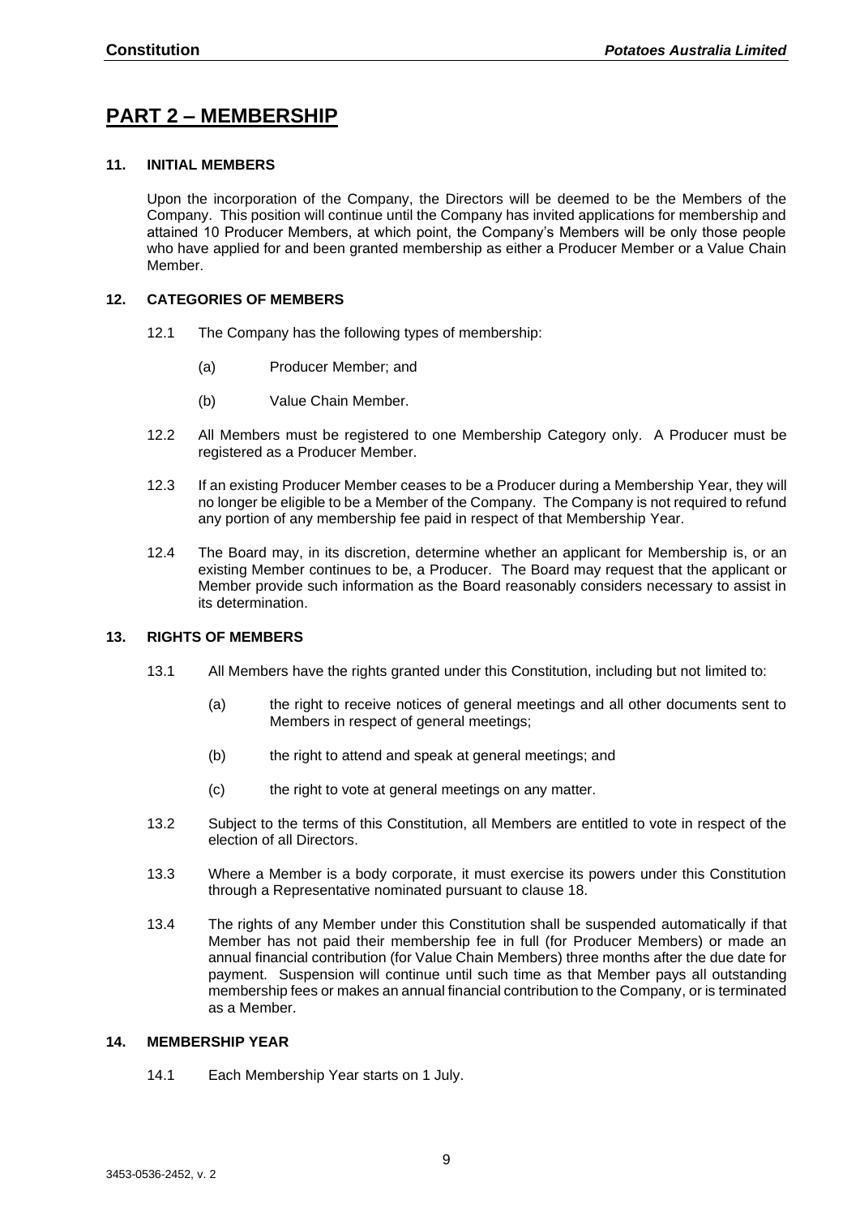# PART 2 – MEMBERSHIP

## 11. INITIAL MEMBERS

Upon the incorporation of the Company, the Directors will be deemed to be the Members of the Company. This position will continue until the Company has invited applications for membership and attained 10 Producer Members, at which point, the Company's Members will be only those people who have applied for and been granted membership as either a Producer Member or a Value Chain Member.

## 12. CATEGORIES OF MEMBERS

12.1 The Company has the following types of membership:

(a) Producer Member; and

(b) Value Chain Member.

12.2 All Members must be registered to one Membership Category only. A Producer must be registered as a Producer Member.

12.3 If an existing Producer Member ceases to be a Producer during a Membership Year, they will no longer be eligible to be a Member of the Company. The Company is not required to refund any portion of any membership fee paid in respect of that Membership Year.

12.4 The Board may, in its discretion, determine whether an applicant for Membership is, or an existing Member continues to be, a Producer. The Board may request that the applicant or Member provide such information as the Board reasonably considers necessary to assist in its determination.

## 13. RIGHTS OF MEMBERS

13.1 All Members have the rights granted under this Constitution, including but not limited to:

(a) the right to receive notices of general meetings and all other documents sent to Members in respect of general meetings;

(b) the right to attend and speak at general meetings; and

(c) the right to vote at general meetings on any matter.

13.2 Subject to the terms of this Constitution, all Members are entitled to vote in respect of the election of all Directors.

13.3 Where a Member is a body corporate, it must exercise its powers under this Constitution through a Representative nominated pursuant to clause 18.

13.4 The rights of any Member under this Constitution shall be suspended automatically if that Member has not paid their membership fee in full (for Producer Members) or made an annual financial contribution (for Value Chain Members) three months after the due date for payment. Suspension will continue until such time as that Member pays all outstanding membership fees or makes an annual financial contribution to the Company, or is terminated as a Member.

## 14. MEMBERSHIP YEAR

14.1 Each Membership Year starts on 1 July.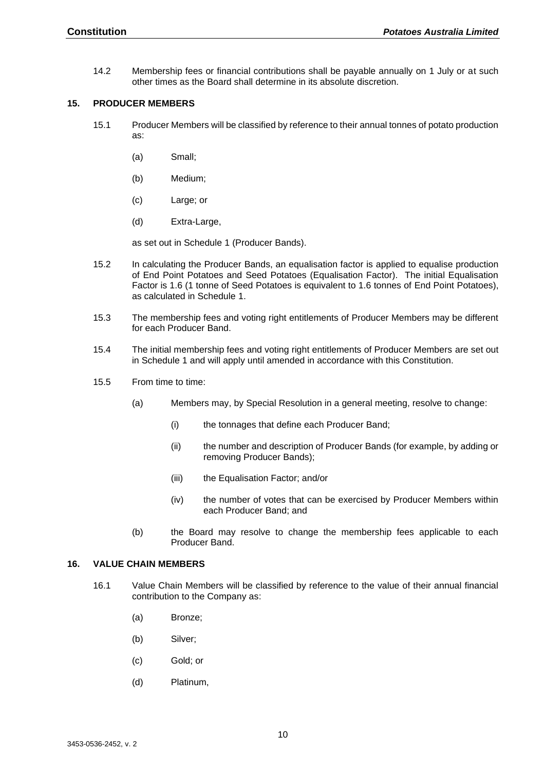14.2 Membership fees or financial contributions shall be payable annually on 1 July or at such other times as the Board shall determine in its absolute discretion.

## 15. PRODUCER MEMBERS

15.1 Producer Members will be classified by reference to their annual tonnes of potato production as:

(a) Small;

(b) Medium;

(c) Large; or

(d) Extra-Large,

as set out in Schedule 1 (Producer Bands).

15.2 In calculating the Producer Bands, an equalisation factor is applied to equalise production of End Point Potatoes and Seed Potatoes (Equalisation Factor). The initial Equalisation Factor is 1.6 (1 tonne of Seed Potatoes is equivalent to 1.6 tonnes of End Point Potatoes), as calculated in Schedule 1.

15.3 The membership fees and voting right entitlements of Producer Members may be different for each Producer Band.

15.4 The initial membership fees and voting right entitlements of Producer Members are set out in Schedule 1 and will apply until amended in accordance with this Constitution.

15.5 From time to time:

(a) Members may, by Special Resolution in a general meeting, resolve to change:

(i) the tonnages that define each Producer Band;

(ii) the number and description of Producer Bands (for example, by adding or removing Producer Bands);

(iii) the Equalisation Factor; and/or

(iv) the number of votes that can be exercised by Producer Members within each Producer Band; and

(b) the Board may resolve to change the membership fees applicable to each Producer Band.

## 16. VALUE CHAIN MEMBERS

16.1 Value Chain Members will be classified by reference to the value of their annual financial contribution to the Company as:

(a) Bronze;

(b) Silver;

(c) Gold; or

(d) Platinum,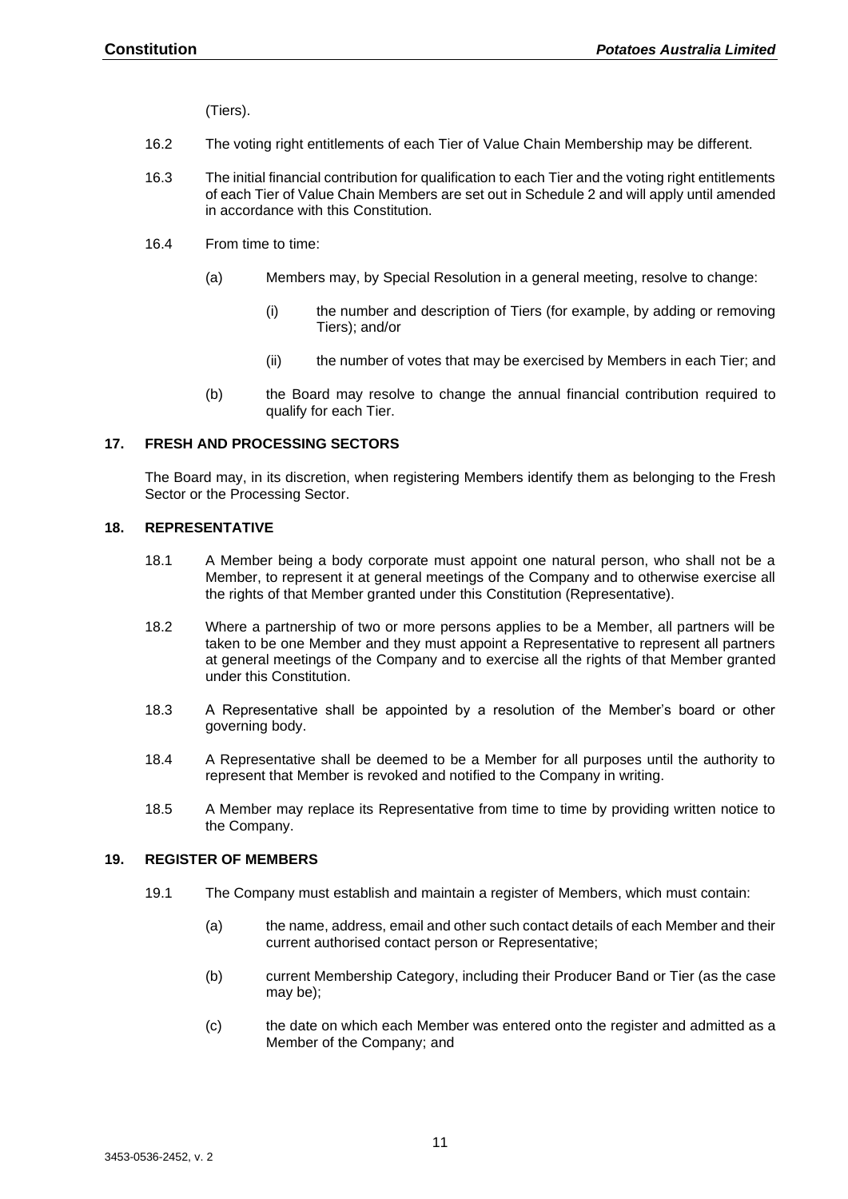(Tiers).

16.2 The voting right entitlements of each Tier of Value Chain Membership may be different.

16.3 The initial financial contribution for qualification to each Tier and the voting right entitlements of each Tier of Value Chain Members are set out in Schedule 2 and will apply until amended in accordance with this Constitution.

16.4 From time to time:

(a) Members may, by Special Resolution in a general meeting, resolve to change:

(i) the number and description of Tiers (for example, by adding or removing Tiers); and/or

(ii) the number of votes that may be exercised by Members in each Tier; and

(b) the Board may resolve to change the annual financial contribution required to qualify for each Tier.

## 17. FRESH AND PROCESSING SECTORS

The Board may, in its discretion, when registering Members identify them as belonging to the Fresh Sector or the Processing Sector.

## 18. REPRESENTATIVE

18.1 A Member being a body corporate must appoint one natural person, who shall not be a Member, to represent it at general meetings of the Company and to otherwise exercise all the rights of that Member granted under this Constitution (Representative).

18.2 Where a partnership of two or more persons applies to be a Member, all partners will be taken to be one Member and they must appoint a Representative to represent all partners at general meetings of the Company and to exercise all the rights of that Member granted under this Constitution.

18.3 A Representative shall be appointed by a resolution of the Member's board or other governing body.

18.4 A Representative shall be deemed to be a Member for all purposes until the authority to represent that Member is revoked and notified to the Company in writing.

18.5 A Member may replace its Representative from time to time by providing written notice to the Company.

## 19. REGISTER OF MEMBERS

19.1 The Company must establish and maintain a register of Members, which must contain:

(a) the name, address, email and other such contact details of each Member and their current authorised contact person or Representative;

(b) current Membership Category, including their Producer Band or Tier (as the case may be);

(c) the date on which each Member was entered onto the register and admitted as a Member of the Company; and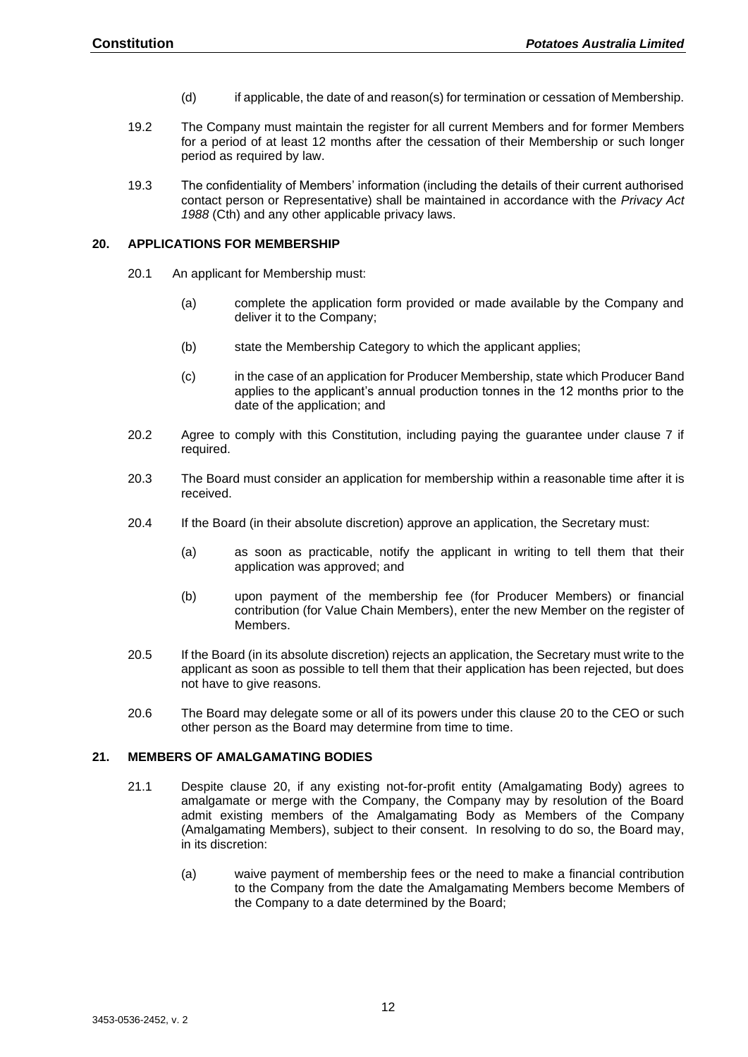(d) if applicable, the date of and reason(s) for termination or cessation of Membership.

19.2 The Company must maintain the register for all current Members and for former Members for a period of at least 12 months after the cessation of their Membership or such longer period as required by law.

19.3 The confidentiality of Members' information (including the details of their current authorised contact person or Representative) shall be maintained in accordance with the *Privacy Act 1988* (Cth) and any other applicable privacy laws.

## 20. APPLICATIONS FOR MEMBERSHIP

20.1 An applicant for Membership must:

(a) complete the application form provided or made available by the Company and deliver it to the Company;

(b) state the Membership Category to which the applicant applies;

(c) in the case of an application for Producer Membership, state which Producer Band applies to the applicant's annual production tonnes in the 12 months prior to the date of the application; and

20.2 Agree to comply with this Constitution, including paying the guarantee under clause 7 if required.

20.3 The Board must consider an application for membership within a reasonable time after it is received.

20.4 If the Board (in their absolute discretion) approve an application, the Secretary must:

(a) as soon as practicable, notify the applicant in writing to tell them that their application was approved; and

(b) upon payment of the membership fee (for Producer Members) or financial contribution (for Value Chain Members), enter the new Member on the register of Members.

20.5 If the Board (in its absolute discretion) rejects an application, the Secretary must write to the applicant as soon as possible to tell them that their application has been rejected, but does not have to give reasons.

20.6 The Board may delegate some or all of its powers under this clause 20 to the CEO or such other person as the Board may determine from time to time.

## 21. MEMBERS OF AMALGAMATING BODIES

21.1 Despite clause 20, if any existing not-for-profit entity (Amalgamating Body) agrees to amalgamate or merge with the Company, the Company may by resolution of the Board admit existing members of the Amalgamating Body as Members of the Company (Amalgamating Members), subject to their consent. In resolving to do so, the Board may, in its discretion:

(a) waive payment of membership fees or the need to make a financial contribution to the Company from the date the Amalgamating Members become Members of the Company to a date determined by the Board;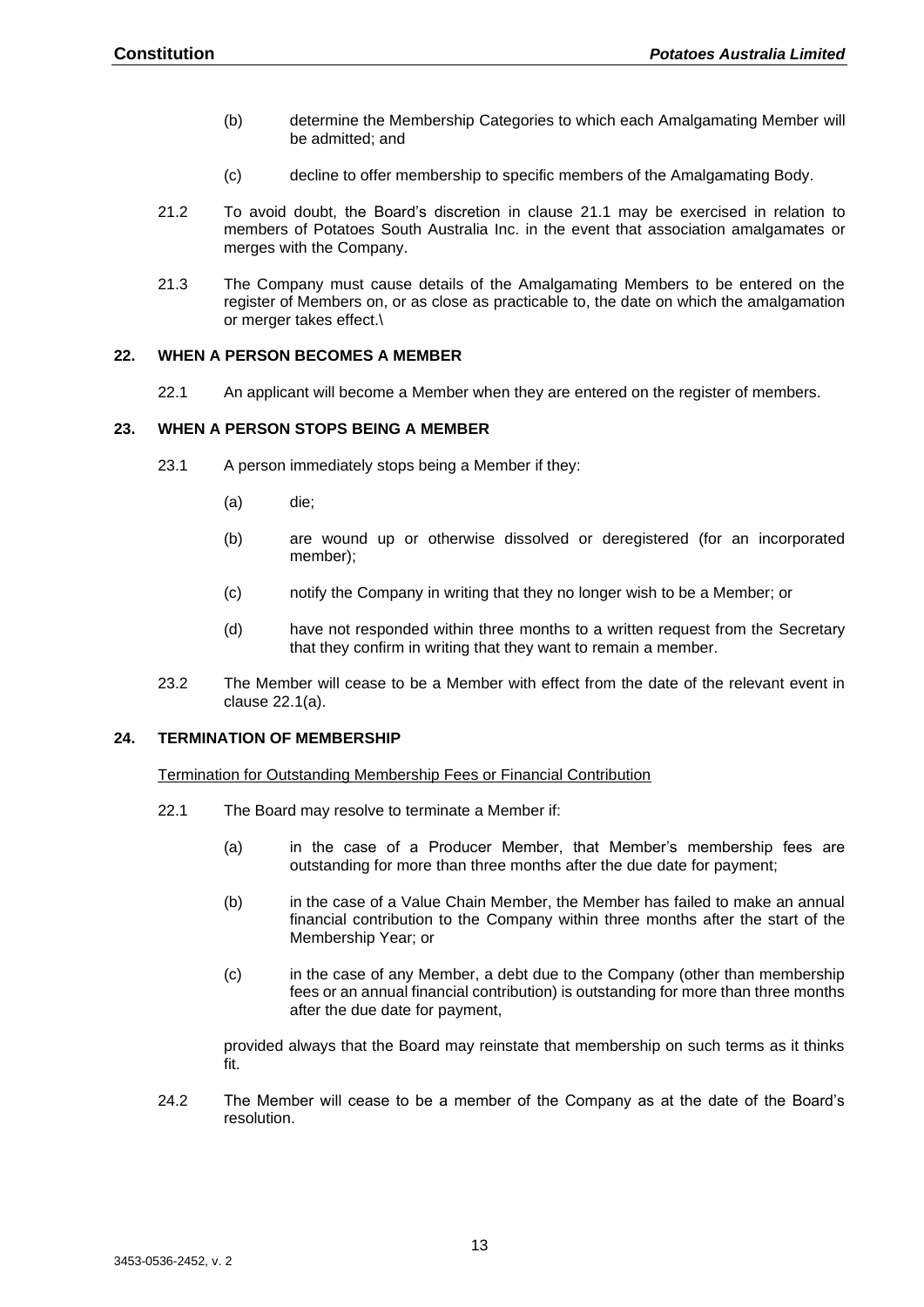(b) determine the Membership Categories to which each Amalgamating Member will be admitted; and

(c) decline to offer membership to specific members of the Amalgamating Body.

21.2 To avoid doubt, the Board's discretion in clause 21.1 may be exercised in relation to members of Potatoes South Australia Inc. in the event that association amalgamates or merges with the Company.

21.3 The Company must cause details of the Amalgamating Members to be entered on the register of Members on, or as close as practicable to, the date on which the amalgamation or merger takes effect.\

## 22. WHEN A PERSON BECOMES A MEMBER

22.1 An applicant will become a Member when they are entered on the register of members.

## 23. WHEN A PERSON STOPS BEING A MEMBER

23.1 A person immediately stops being a Member if they:

(a) die;

(b) are wound up or otherwise dissolved or deregistered (for an incorporated member);

(c) notify the Company in writing that they no longer wish to be a Member; or

(d) have not responded within three months to a written request from the Secretary that they confirm in writing that they want to remain a member.

23.2 The Member will cease to be a Member with effect from the date of the relevant event in clause 22.1(a).

## 24. TERMINATION OF MEMBERSHIP

Termination for Outstanding Membership Fees or Financial Contribution

22.1 The Board may resolve to terminate a Member if:

(a) in the case of a Producer Member, that Member's membership fees are outstanding for more than three months after the due date for payment;

(b) in the case of a Value Chain Member, the Member has failed to make an annual financial contribution to the Company within three months after the start of the Membership Year; or

(c) in the case of any Member, a debt due to the Company (other than membership fees or an annual financial contribution) is outstanding for more than three months after the due date for payment,

provided always that the Board may reinstate that membership on such terms as it thinks fit.

24.2 The Member will cease to be a member of the Company as at the date of the Board's resolution.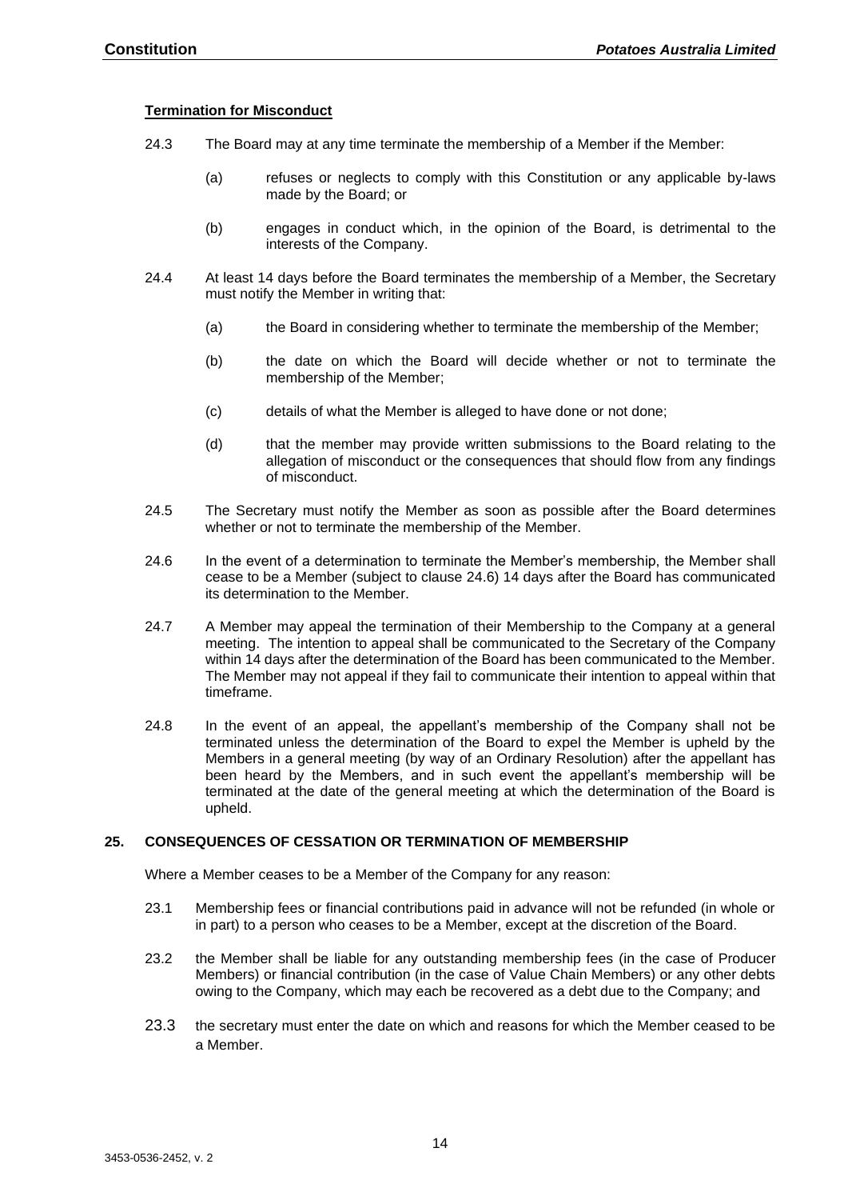**Termination for Misconduct**

24.3 The Board may at any time terminate the membership of a Member if the Member:

(a) refuses or neglects to comply with this Constitution or any applicable by-laws made by the Board; or

(b) engages in conduct which, in the opinion of the Board, is detrimental to the interests of the Company.

24.4 At least 14 days before the Board terminates the membership of a Member, the Secretary must notify the Member in writing that:

(a) the Board in considering whether to terminate the membership of the Member;

(b) the date on which the Board will decide whether or not to terminate the membership of the Member;

(c) details of what the Member is alleged to have done or not done;

(d) that the member may provide written submissions to the Board relating to the allegation of misconduct or the consequences that should flow from any findings of misconduct.

24.5 The Secretary must notify the Member as soon as possible after the Board determines whether or not to terminate the membership of the Member.

24.6 In the event of a determination to terminate the Member's membership, the Member shall cease to be a Member (subject to clause 24.6) 14 days after the Board has communicated its determination to the Member.

24.7 A Member may appeal the termination of their Membership to the Company at a general meeting. The intention to appeal shall be communicated to the Secretary of the Company within 14 days after the determination of the Board has been communicated to the Member. The Member may not appeal if they fail to communicate their intention to appeal within that timeframe.

24.8 In the event of an appeal, the appellant's membership of the Company shall not be terminated unless the determination of the Board to expel the Member is upheld by the Members in a general meeting (by way of an Ordinary Resolution) after the appellant has been heard by the Members, and in such event the appellant's membership will be terminated at the date of the general meeting at which the determination of the Board is upheld.

## 25. CONSEQUENCES OF CESSATION OR TERMINATION OF MEMBERSHIP

Where a Member ceases to be a Member of the Company for any reason:

23.1 Membership fees or financial contributions paid in advance will not be refunded (in whole or in part) to a person who ceases to be a Member, except at the discretion of the Board.

23.2 the Member shall be liable for any outstanding membership fees (in the case of Producer Members) or financial contribution (in the case of Value Chain Members) or any other debts owing to the Company, which may each be recovered as a debt due to the Company; and

23.3 the secretary must enter the date on which and reasons for which the Member ceased to be a Member.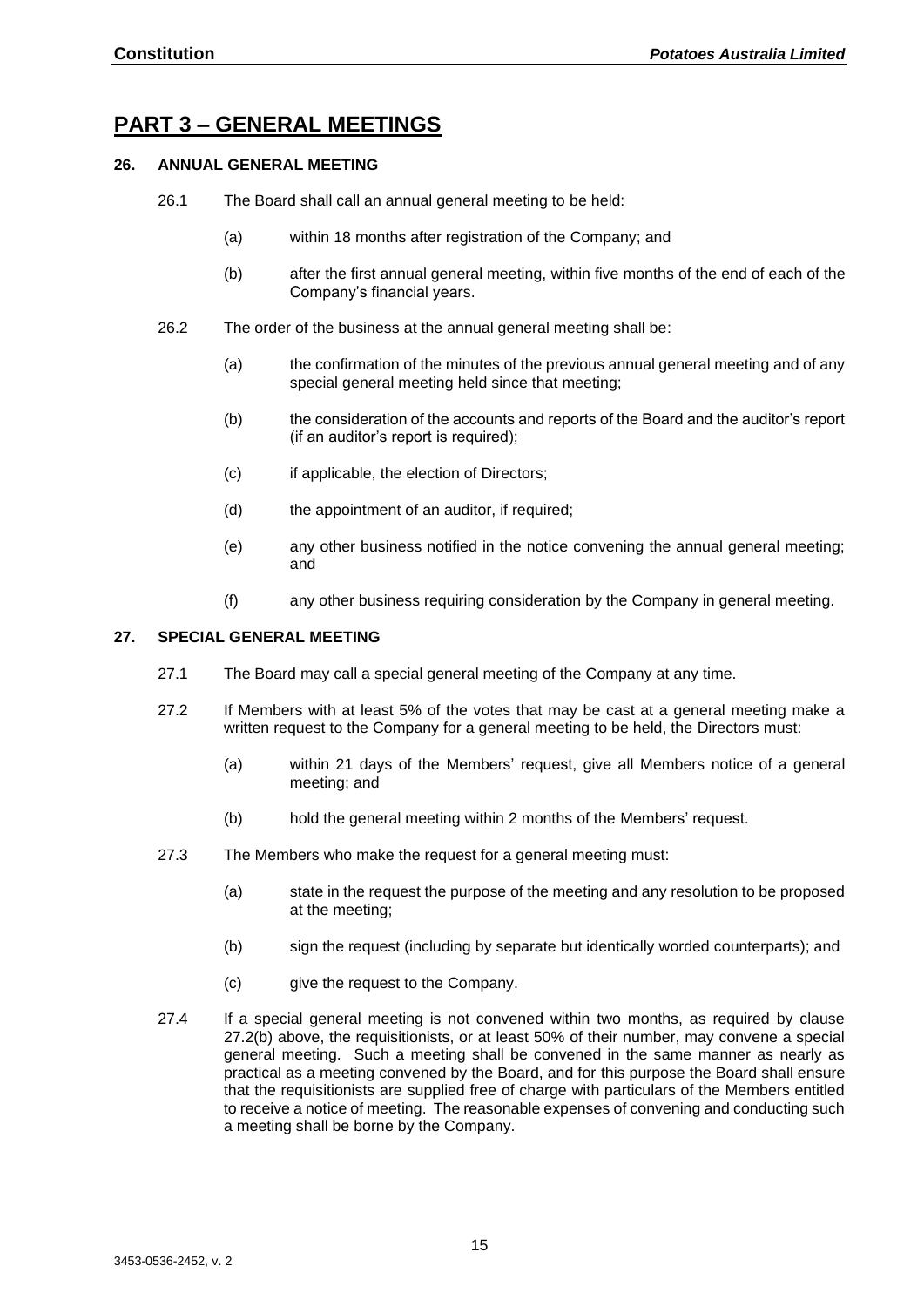# PART 3 – GENERAL MEETINGS

### 26. ANNUAL GENERAL MEETING

26.1 The Board shall call an annual general meeting to be held:

(a) within 18 months after registration of the Company; and

(b) after the first annual general meeting, within five months of the end of each of the Company's financial years.

26.2 The order of the business at the annual general meeting shall be:

(a) the confirmation of the minutes of the previous annual general meeting and of any special general meeting held since that meeting;

(b) the consideration of the accounts and reports of the Board and the auditor's report (if an auditor's report is required);

(c) if applicable, the election of Directors;

(d) the appointment of an auditor, if required;

(e) any other business notified in the notice convening the annual general meeting; and

(f) any other business requiring consideration by the Company in general meeting.

### 27. SPECIAL GENERAL MEETING

27.1 The Board may call a special general meeting of the Company at any time.

27.2 If Members with at least 5% of the votes that may be cast at a general meeting make a written request to the Company for a general meeting to be held, the Directors must:

(a) within 21 days of the Members' request, give all Members notice of a general meeting; and

(b) hold the general meeting within 2 months of the Members' request.

27.3 The Members who make the request for a general meeting must:

(a) state in the request the purpose of the meeting and any resolution to be proposed at the meeting;

(b) sign the request (including by separate but identically worded counterparts); and

(c) give the request to the Company.

27.4 If a special general meeting is not convened within two months, as required by clause 27.2(b) above, the requisitionists, or at least 50% of their number, may convene a special general meeting. Such a meeting shall be convened in the same manner as nearly as practical as a meeting convened by the Board, and for this purpose the Board shall ensure that the requisitionists are supplied free of charge with particulars of the Members entitled to receive a notice of meeting. The reasonable expenses of convening and conducting such a meeting shall be borne by the Company.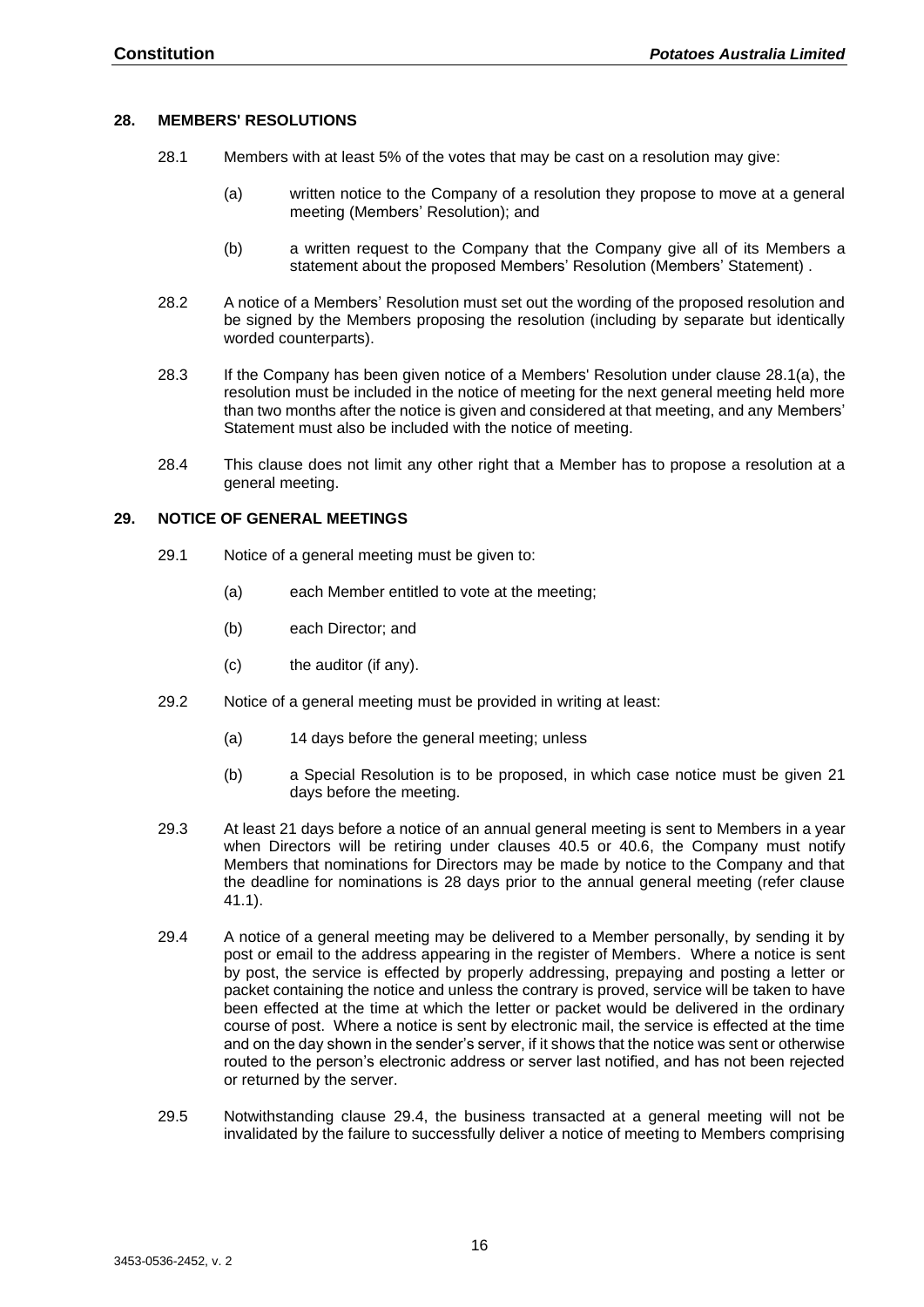## 28. MEMBERS' RESOLUTIONS

28.1 Members with at least 5% of the votes that may be cast on a resolution may give:

(a) written notice to the Company of a resolution they propose to move at a general meeting (Members' Resolution); and

(b) a written request to the Company that the Company give all of its Members a statement about the proposed Members' Resolution (Members' Statement) .

28.2 A notice of a Members' Resolution must set out the wording of the proposed resolution and be signed by the Members proposing the resolution (including by separate but identically worded counterparts).

28.3 If the Company has been given notice of a Members' Resolution under clause 28.1(a), the resolution must be included in the notice of meeting for the next general meeting held more than two months after the notice is given and considered at that meeting, and any Members' Statement must also be included with the notice of meeting.

28.4 This clause does not limit any other right that a Member has to propose a resolution at a general meeting.

## 29. NOTICE OF GENERAL MEETINGS

29.1 Notice of a general meeting must be given to:

(a) each Member entitled to vote at the meeting;

(b) each Director; and

(c) the auditor (if any).

29.2 Notice of a general meeting must be provided in writing at least:

(a) 14 days before the general meeting; unless

(b) a Special Resolution is to be proposed, in which case notice must be given 21 days before the meeting.

29.3 At least 21 days before a notice of an annual general meeting is sent to Members in a year when Directors will be retiring under clauses 40.5 or 40.6, the Company must notify Members that nominations for Directors may be made by notice to the Company and that the deadline for nominations is 28 days prior to the annual general meeting (refer clause 41.1).

29.4 A notice of a general meeting may be delivered to a Member personally, by sending it by post or email to the address appearing in the register of Members. Where a notice is sent by post, the service is effected by properly addressing, prepaying and posting a letter or packet containing the notice and unless the contrary is proved, service will be taken to have been effected at the time at which the letter or packet would be delivered in the ordinary course of post. Where a notice is sent by electronic mail, the service is effected at the time and on the day shown in the sender's server, if it shows that the notice was sent or otherwise routed to the person's electronic address or server last notified, and has not been rejected or returned by the server.

29.5 Notwithstanding clause 29.4, the business transacted at a general meeting will not be invalidated by the failure to successfully deliver a notice of meeting to Members comprising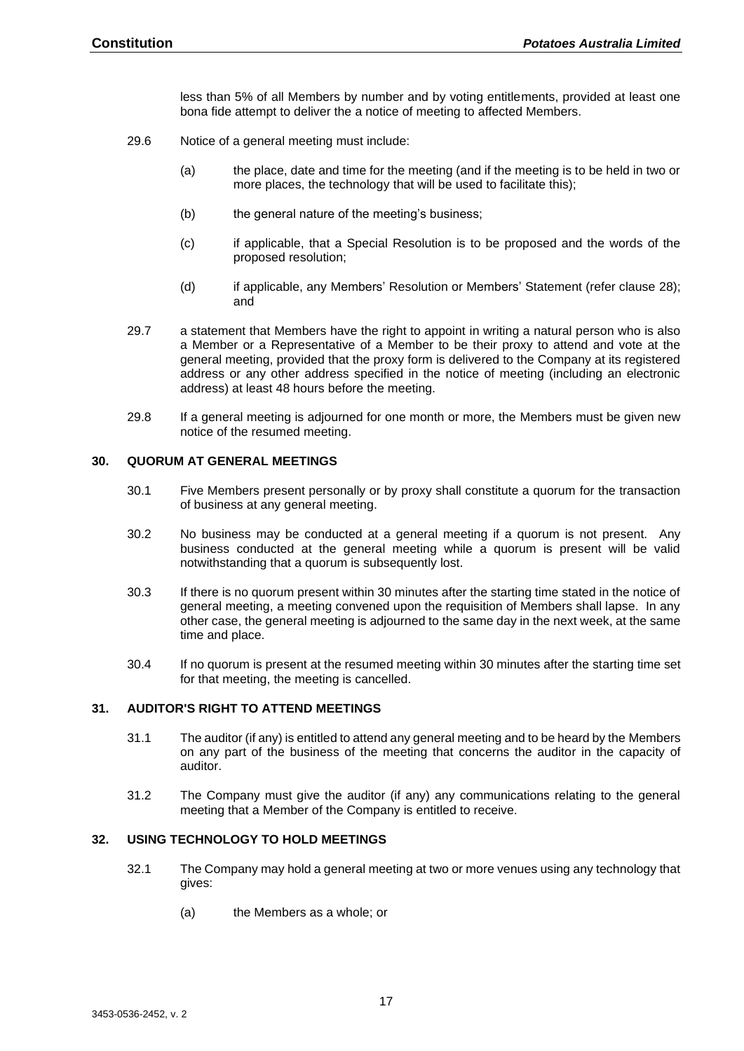less than 5% of all Members by number and by voting entitlements, provided at least one bona fide attempt to deliver the a notice of meeting to affected Members.

29.6 Notice of a general meeting must include:

(a) the place, date and time for the meeting (and if the meeting is to be held in two or more places, the technology that will be used to facilitate this);

(b) the general nature of the meeting's business;

(c) if applicable, that a Special Resolution is to be proposed and the words of the proposed resolution;

(d) if applicable, any Members' Resolution or Members' Statement (refer clause 28); and

29.7 a statement that Members have the right to appoint in writing a natural person who is also a Member or a Representative of a Member to be their proxy to attend and vote at the general meeting, provided that the proxy form is delivered to the Company at its registered address or any other address specified in the notice of meeting (including an electronic address) at least 48 hours before the meeting.

29.8 If a general meeting is adjourned for one month or more, the Members must be given new notice of the resumed meeting.

## 30. QUORUM AT GENERAL MEETINGS

30.1 Five Members present personally or by proxy shall constitute a quorum for the transaction of business at any general meeting.

30.2 No business may be conducted at a general meeting if a quorum is not present. Any business conducted at the general meeting while a quorum is present will be valid notwithstanding that a quorum is subsequently lost.

30.3 If there is no quorum present within 30 minutes after the starting time stated in the notice of general meeting, a meeting convened upon the requisition of Members shall lapse. In any other case, the general meeting is adjourned to the same day in the next week, at the same time and place.

30.4 If no quorum is present at the resumed meeting within 30 minutes after the starting time set for that meeting, the meeting is cancelled.

## 31. AUDITOR'S RIGHT TO ATTEND MEETINGS

31.1 The auditor (if any) is entitled to attend any general meeting and to be heard by the Members on any part of the business of the meeting that concerns the auditor in the capacity of auditor.

31.2 The Company must give the auditor (if any) any communications relating to the general meeting that a Member of the Company is entitled to receive.

## 32. USING TECHNOLOGY TO HOLD MEETINGS

32.1 The Company may hold a general meeting at two or more venues using any technology that gives:

(a) the Members as a whole; or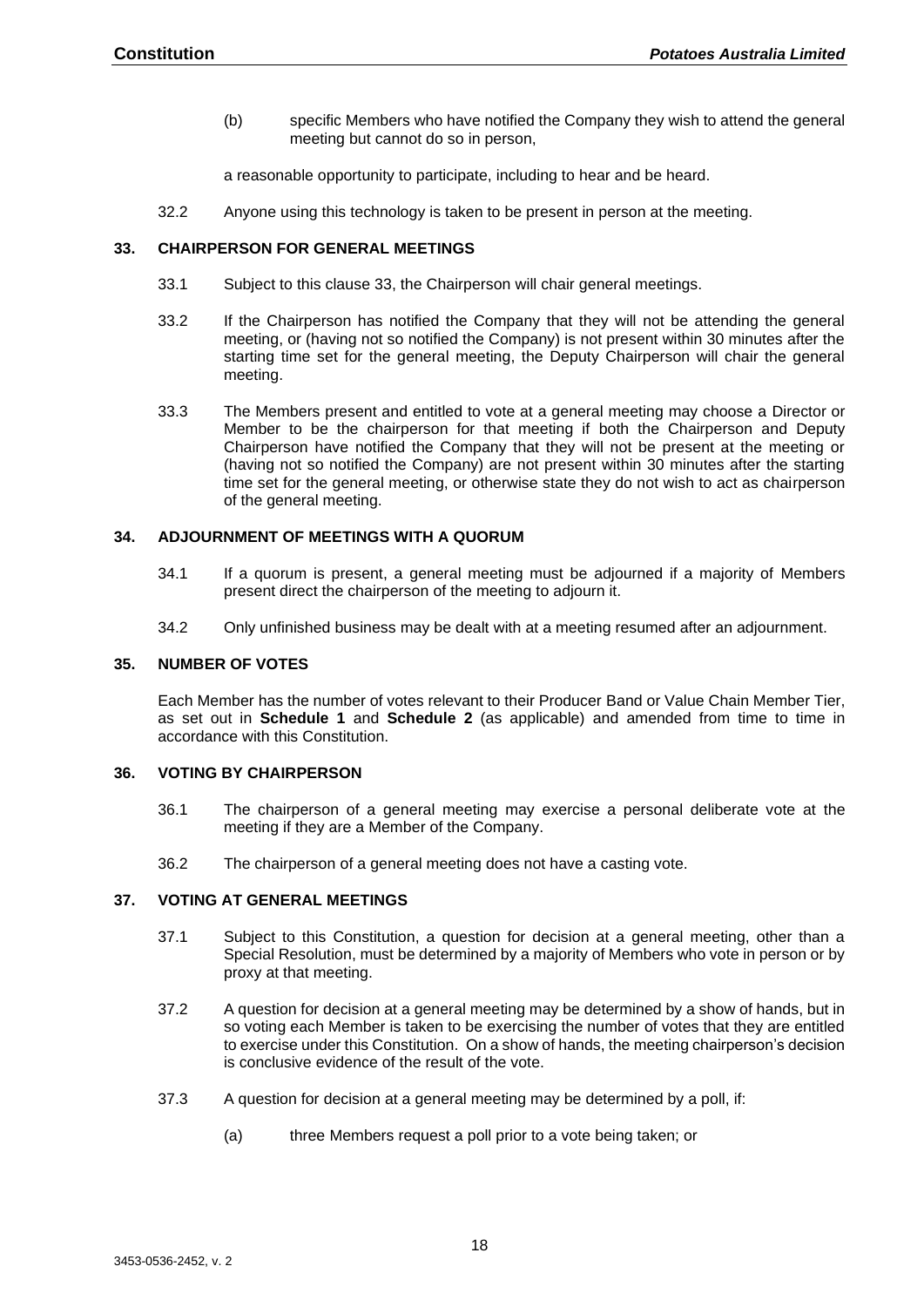(b) specific Members who have notified the Company they wish to attend the general meeting but cannot do so in person,

a reasonable opportunity to participate, including to hear and be heard.

32.2 Anyone using this technology is taken to be present in person at the meeting.

## 33. CHAIRPERSON FOR GENERAL MEETINGS

33.1 Subject to this clause 33, the Chairperson will chair general meetings.

33.2 If the Chairperson has notified the Company that they will not be attending the general meeting, or (having not so notified the Company) is not present within 30 minutes after the starting time set for the general meeting, the Deputy Chairperson will chair the general meeting.

33.3 The Members present and entitled to vote at a general meeting may choose a Director or Member to be the chairperson for that meeting if both the Chairperson and Deputy Chairperson have notified the Company that they will not be present at the meeting or (having not so notified the Company) are not present within 30 minutes after the starting time set for the general meeting, or otherwise state they do not wish to act as chairperson of the general meeting.

## 34. ADJOURNMENT OF MEETINGS WITH A QUORUM

34.1 If a quorum is present, a general meeting must be adjourned if a majority of Members present direct the chairperson of the meeting to adjourn it.

34.2 Only unfinished business may be dealt with at a meeting resumed after an adjournment.

## 35. NUMBER OF VOTES

Each Member has the number of votes relevant to their Producer Band or Value Chain Member Tier, as set out in **Schedule 1** and **Schedule 2** (as applicable) and amended from time to time in accordance with this Constitution.

## 36. VOTING BY CHAIRPERSON

36.1 The chairperson of a general meeting may exercise a personal deliberate vote at the meeting if they are a Member of the Company.

36.2 The chairperson of a general meeting does not have a casting vote.

## 37. VOTING AT GENERAL MEETINGS

37.1 Subject to this Constitution, a question for decision at a general meeting, other than a Special Resolution, must be determined by a majority of Members who vote in person or by proxy at that meeting.

37.2 A question for decision at a general meeting may be determined by a show of hands, but in so voting each Member is taken to be exercising the number of votes that they are entitled to exercise under this Constitution. On a show of hands, the meeting chairperson's decision is conclusive evidence of the result of the vote.

37.3 A question for decision at a general meeting may be determined by a poll, if:

(a) three Members request a poll prior to a vote being taken; or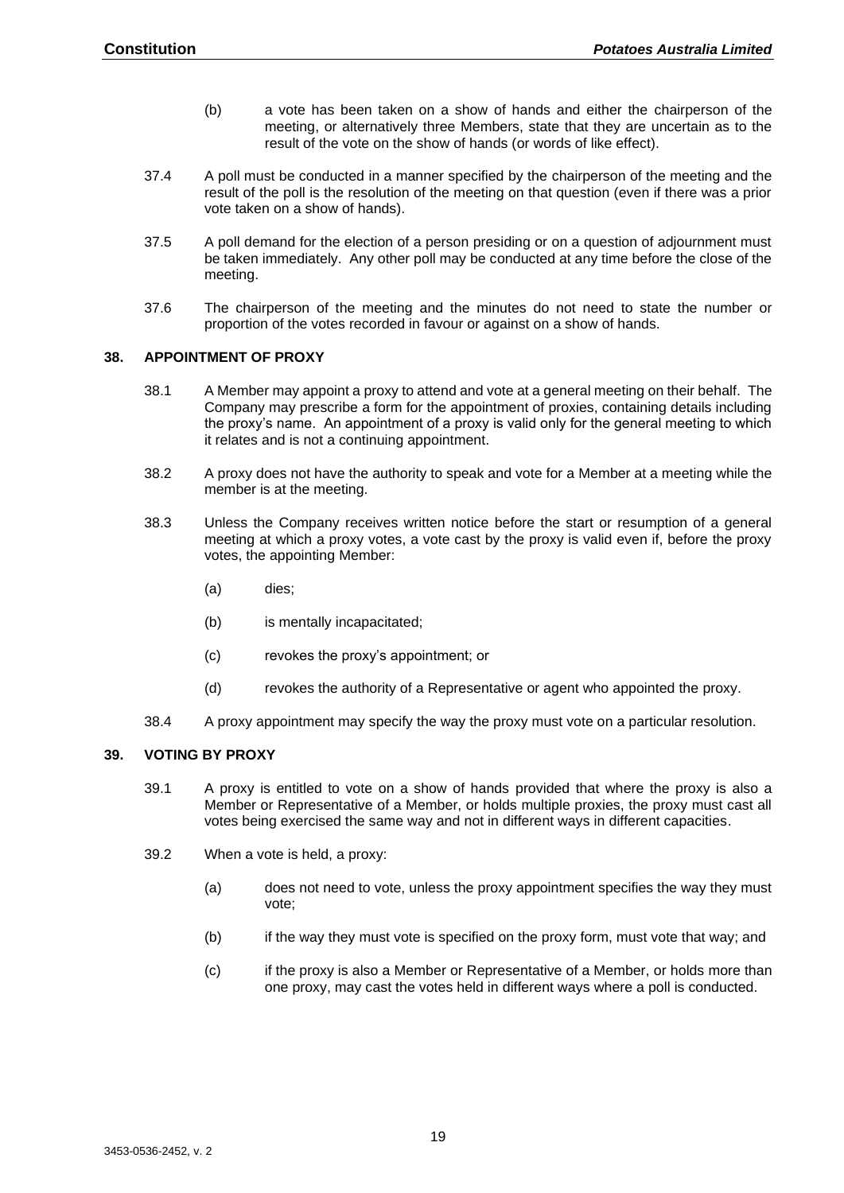(b) a vote has been taken on a show of hands and either the chairperson of the meeting, or alternatively three Members, state that they are uncertain as to the result of the vote on the show of hands (or words of like effect).

37.4 A poll must be conducted in a manner specified by the chairperson of the meeting and the result of the poll is the resolution of the meeting on that question (even if there was a prior vote taken on a show of hands).

37.5 A poll demand for the election of a person presiding or on a question of adjournment must be taken immediately. Any other poll may be conducted at any time before the close of the meeting.

37.6 The chairperson of the meeting and the minutes do not need to state the number or proportion of the votes recorded in favour or against on a show of hands.

## 38. APPOINTMENT OF PROXY

38.1 A Member may appoint a proxy to attend and vote at a general meeting on their behalf. The Company may prescribe a form for the appointment of proxies, containing details including the proxy's name. An appointment of a proxy is valid only for the general meeting to which it relates and is not a continuing appointment.

38.2 A proxy does not have the authority to speak and vote for a Member at a meeting while the member is at the meeting.

38.3 Unless the Company receives written notice before the start or resumption of a general meeting at which a proxy votes, a vote cast by the proxy is valid even if, before the proxy votes, the appointing Member:

(a) dies;

(b) is mentally incapacitated;

(c) revokes the proxy's appointment; or

(d) revokes the authority of a Representative or agent who appointed the proxy.

38.4 A proxy appointment may specify the way the proxy must vote on a particular resolution.

## 39. VOTING BY PROXY

39.1 A proxy is entitled to vote on a show of hands provided that where the proxy is also a Member or Representative of a Member, or holds multiple proxies, the proxy must cast all votes being exercised the same way and not in different ways in different capacities.

39.2 When a vote is held, a proxy:

(a) does not need to vote, unless the proxy appointment specifies the way they must vote;

(b) if the way they must vote is specified on the proxy form, must vote that way; and

(c) if the proxy is also a Member or Representative of a Member, or holds more than one proxy, may cast the votes held in different ways where a poll is conducted.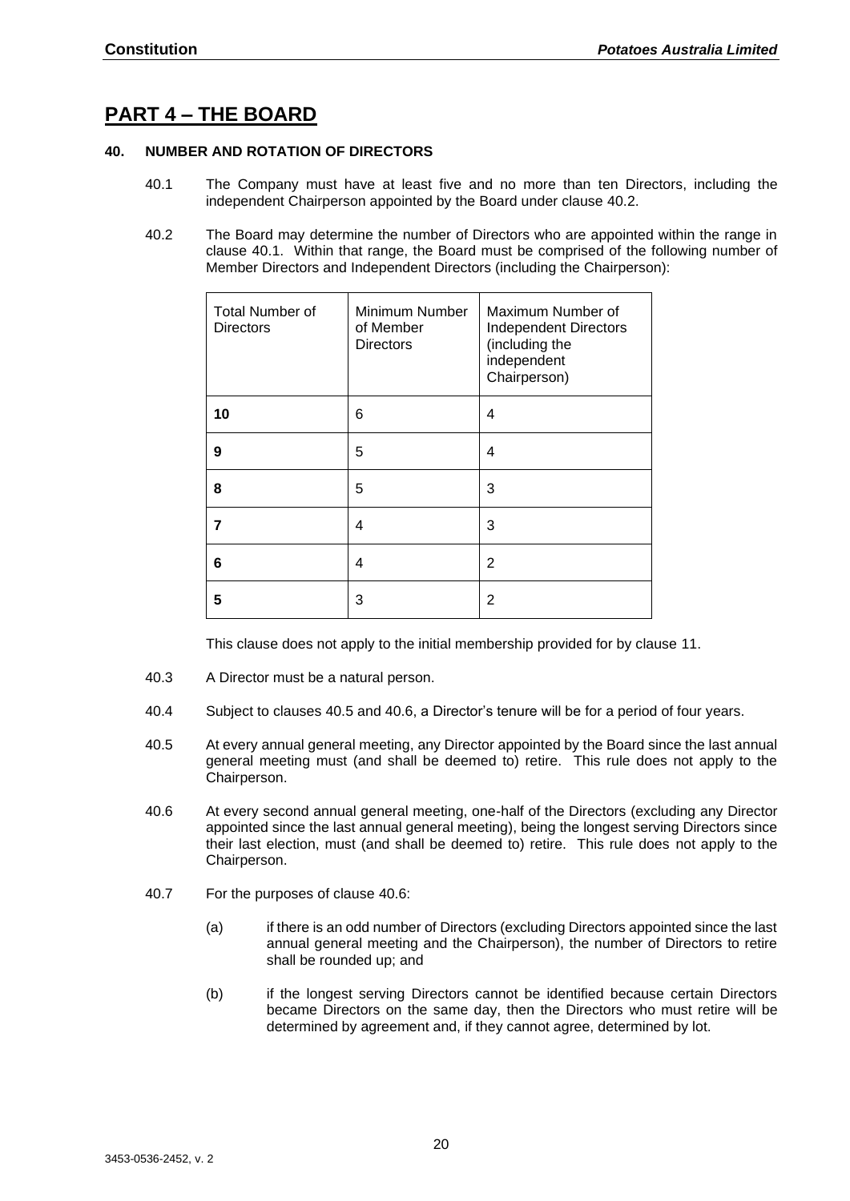# PART 4 – THE BOARD

## 40. NUMBER AND ROTATION OF DIRECTORS

40.1 The Company must have at least five and no more than ten Directors, including the independent Chairperson appointed by the Board under clause 40.2.

40.2 The Board may determine the number of Directors who are appointed within the range in clause 40.1. Within that range, the Board must be comprised of the following number of Member Directors and Independent Directors (including the Chairperson):

| Total Number of Directors | Minimum Number of Member Directors | Maximum Number of Independent Directors (including the independent Chairperson) |
|---|---|---|
| **10** | 6 | 4 |
| **9** | 5 | 4 |
| **8** | 5 | 3 |
| **7** | 4 | 3 |
| **6** | 4 | 2 |
| **5** | 3 | 2 |

This clause does not apply to the initial membership provided for by clause 11.

40.3 A Director must be a natural person.

40.4 Subject to clauses 40.5 and 40.6, a Director's tenure will be for a period of four years.

40.5 At every annual general meeting, any Director appointed by the Board since the last annual general meeting must (and shall be deemed to) retire. This rule does not apply to the Chairperson.

40.6 At every second annual general meeting, one-half of the Directors (excluding any Director appointed since the last annual general meeting), being the longest serving Directors since their last election, must (and shall be deemed to) retire. This rule does not apply to the Chairperson.

40.7 For the purposes of clause 40.6:

(a) if there is an odd number of Directors (excluding Directors appointed since the last annual general meeting and the Chairperson), the number of Directors to retire shall be rounded up; and

(b) if the longest serving Directors cannot be identified because certain Directors became Directors on the same day, then the Directors who must retire will be determined by agreement and, if they cannot agree, determined by lot.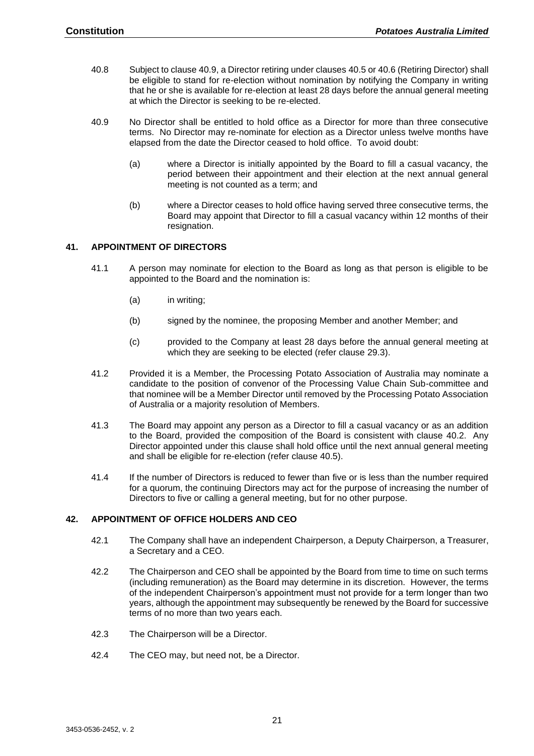40.8 Subject to clause 40.9, a Director retiring under clauses 40.5 or 40.6 (Retiring Director) shall be eligible to stand for re-election without nomination by notifying the Company in writing that he or she is available for re-election at least 28 days before the annual general meeting at which the Director is seeking to be re-elected.

40.9 No Director shall be entitled to hold office as a Director for more than three consecutive terms. No Director may re-nominate for election as a Director unless twelve months have elapsed from the date the Director ceased to hold office. To avoid doubt:

- (a) where a Director is initially appointed by the Board to fill a casual vacancy, the period between their appointment and their election at the next annual general meeting is not counted as a term; and
- (b) where a Director ceases to hold office having served three consecutive terms, the Board may appoint that Director to fill a casual vacancy within 12 months of their resignation.

## 41. APPOINTMENT OF DIRECTORS

41.1 A person may nominate for election to the Board as long as that person is eligible to be appointed to the Board and the nomination is:

- (a) in writing;
- (b) signed by the nominee, the proposing Member and another Member; and
- (c) provided to the Company at least 28 days before the annual general meeting at which they are seeking to be elected (refer clause 29.3).

41.2 Provided it is a Member, the Processing Potato Association of Australia may nominate a candidate to the position of convenor of the Processing Value Chain Sub-committee and that nominee will be a Member Director until removed by the Processing Potato Association of Australia or a majority resolution of Members.

41.3 The Board may appoint any person as a Director to fill a casual vacancy or as an addition to the Board, provided the composition of the Board is consistent with clause 40.2. Any Director appointed under this clause shall hold office until the next annual general meeting and shall be eligible for re-election (refer clause 40.5).

41.4 If the number of Directors is reduced to fewer than five or is less than the number required for a quorum, the continuing Directors may act for the purpose of increasing the number of Directors to five or calling a general meeting, but for no other purpose.

## 42. APPOINTMENT OF OFFICE HOLDERS AND CEO

42.1 The Company shall have an independent Chairperson, a Deputy Chairperson, a Treasurer, a Secretary and a CEO.

42.2 The Chairperson and CEO shall be appointed by the Board from time to time on such terms (including remuneration) as the Board may determine in its discretion. However, the terms of the independent Chairperson's appointment must not provide for a term longer than two years, although the appointment may subsequently be renewed by the Board for successive terms of no more than two years each.

42.3 The Chairperson will be a Director.

42.4 The CEO may, but need not, be a Director.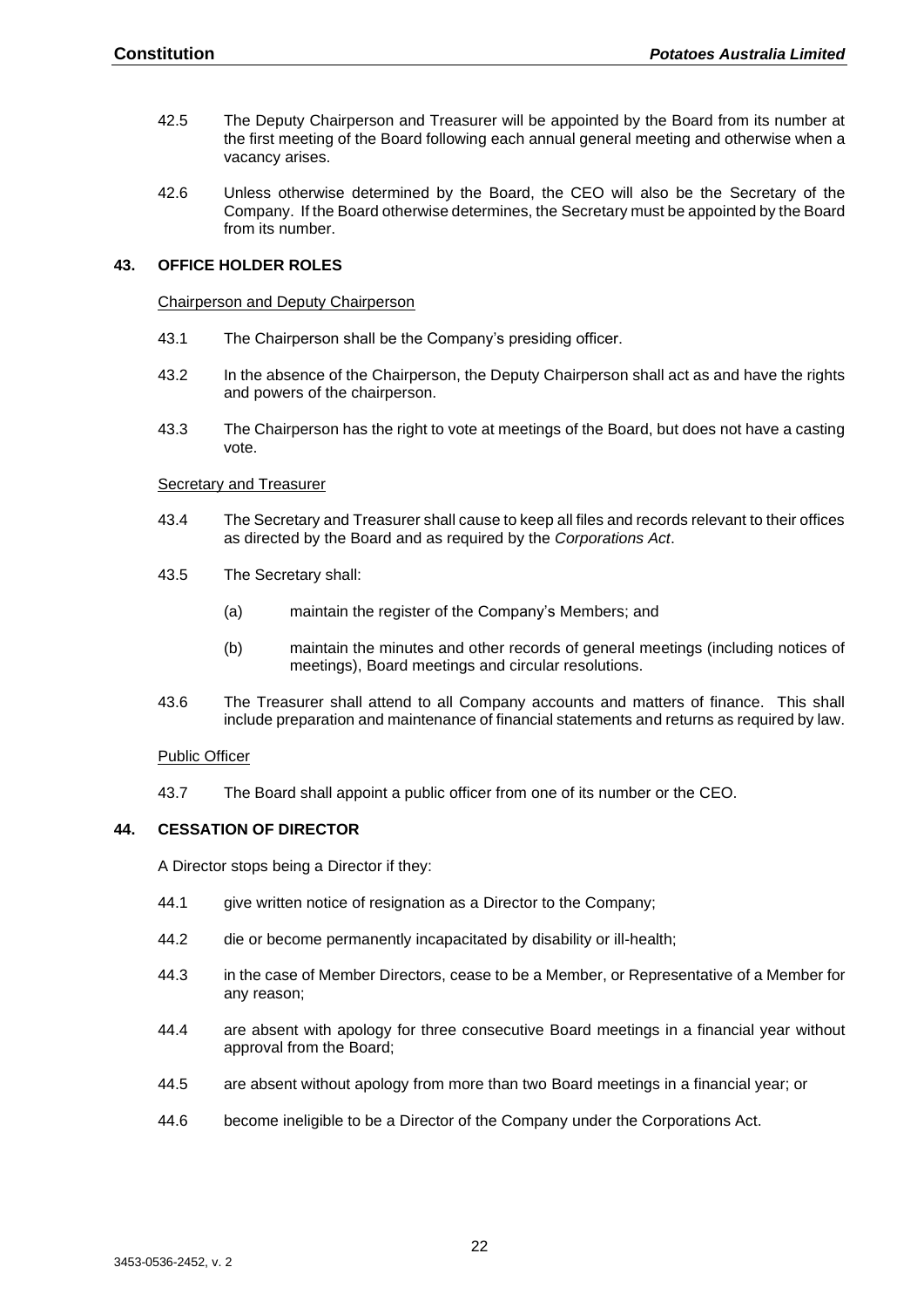42.5 The Deputy Chairperson and Treasurer will be appointed by the Board from its number at the first meeting of the Board following each annual general meeting and otherwise when a vacancy arises.

42.6 Unless otherwise determined by the Board, the CEO will also be the Secretary of the Company. If the Board otherwise determines, the Secretary must be appointed by the Board from its number.

## 43. OFFICE HOLDER ROLES

Chairperson and Deputy Chairperson

43.1 The Chairperson shall be the Company's presiding officer.

43.2 In the absence of the Chairperson, the Deputy Chairperson shall act as and have the rights and powers of the chairperson.

43.3 The Chairperson has the right to vote at meetings of the Board, but does not have a casting vote.

Secretary and Treasurer

43.4 The Secretary and Treasurer shall cause to keep all files and records relevant to their offices as directed by the Board and as required by the *Corporations Act*.

43.5 The Secretary shall:

(a) maintain the register of the Company's Members; and

(b) maintain the minutes and other records of general meetings (including notices of meetings), Board meetings and circular resolutions.

43.6 The Treasurer shall attend to all Company accounts and matters of finance. This shall include preparation and maintenance of financial statements and returns as required by law.

Public Officer

43.7 The Board shall appoint a public officer from one of its number or the CEO.

## 44. CESSATION OF DIRECTOR

A Director stops being a Director if they:

44.1 give written notice of resignation as a Director to the Company;

44.2 die or become permanently incapacitated by disability or ill-health;

44.3 in the case of Member Directors, cease to be a Member, or Representative of a Member for any reason;

44.4 are absent with apology for three consecutive Board meetings in a financial year without approval from the Board;

44.5 are absent without apology from more than two Board meetings in a financial year; or

44.6 become ineligible to be a Director of the Company under the Corporations Act.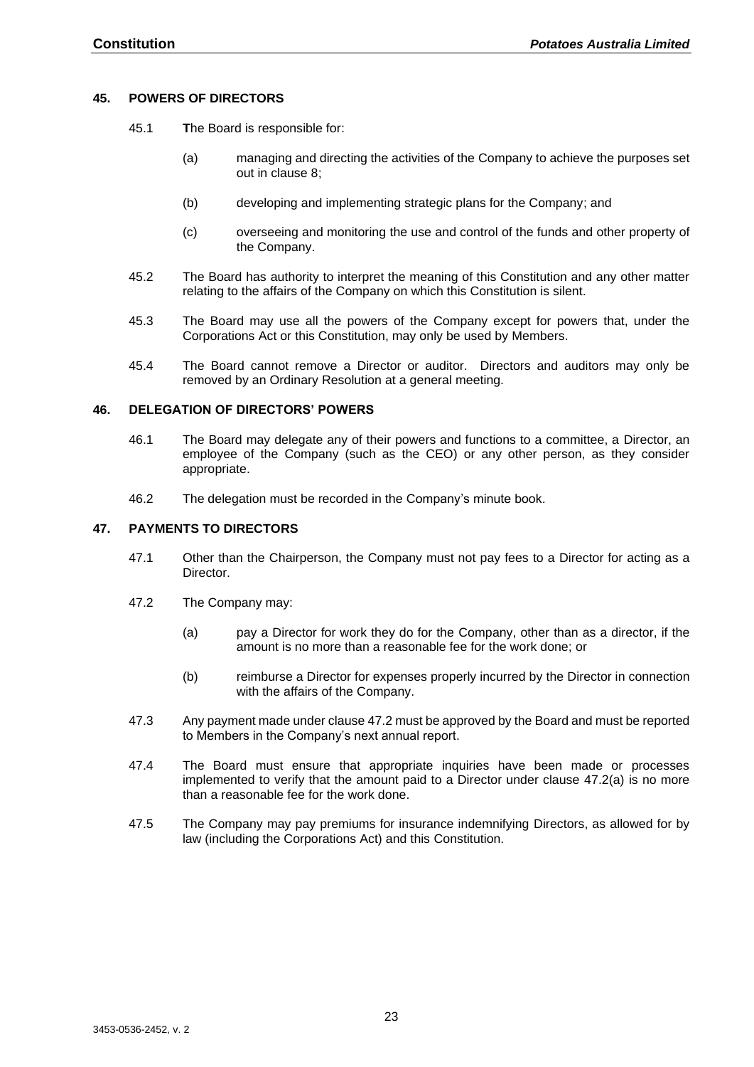## 45. POWERS OF DIRECTORS

45.1 **T**he Board is responsible for:

(a) managing and directing the activities of the Company to achieve the purposes set out in clause 8;

(b) developing and implementing strategic plans for the Company; and

(c) overseeing and monitoring the use and control of the funds and other property of the Company.

45.2 The Board has authority to interpret the meaning of this Constitution and any other matter relating to the affairs of the Company on which this Constitution is silent.

45.3 The Board may use all the powers of the Company except for powers that, under the Corporations Act or this Constitution, may only be used by Members.

45.4 The Board cannot remove a Director or auditor. Directors and auditors may only be removed by an Ordinary Resolution at a general meeting.

## 46. DELEGATION OF DIRECTORS' POWERS

46.1 The Board may delegate any of their powers and functions to a committee, a Director, an employee of the Company (such as the CEO) or any other person, as they consider appropriate.

46.2 The delegation must be recorded in the Company's minute book.

## 47. PAYMENTS TO DIRECTORS

47.1 Other than the Chairperson, the Company must not pay fees to a Director for acting as a Director.

47.2 The Company may:

(a) pay a Director for work they do for the Company, other than as a director, if the amount is no more than a reasonable fee for the work done; or

(b) reimburse a Director for expenses properly incurred by the Director in connection with the affairs of the Company.

47.3 Any payment made under clause 47.2 must be approved by the Board and must be reported to Members in the Company's next annual report.

47.4 The Board must ensure that appropriate inquiries have been made or processes implemented to verify that the amount paid to a Director under clause 47.2(a) is no more than a reasonable fee for the work done.

47.5 The Company may pay premiums for insurance indemnifying Directors, as allowed for by law (including the Corporations Act) and this Constitution.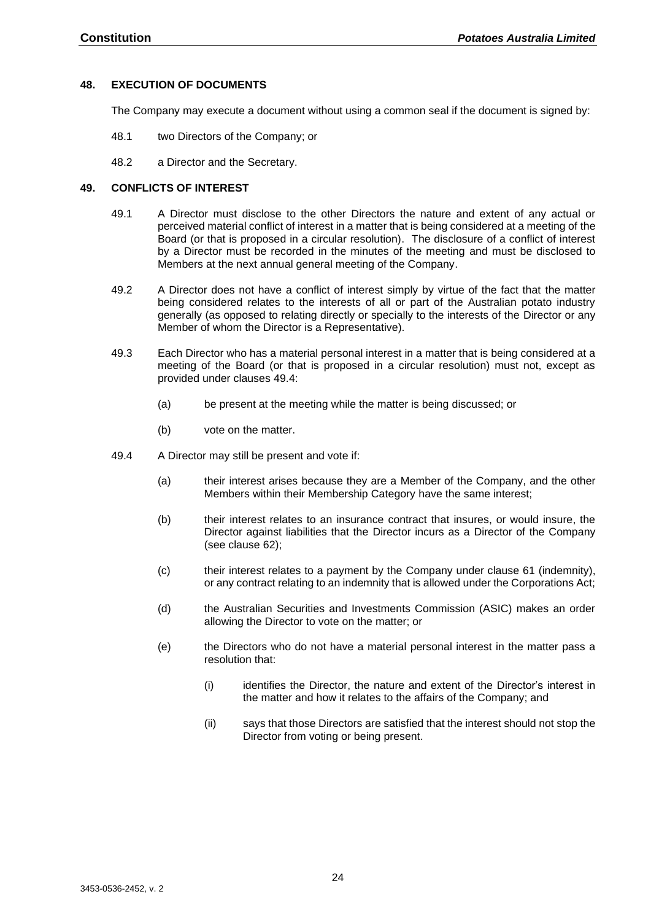## 48. EXECUTION OF DOCUMENTS

The Company may execute a document without using a common seal if the document is signed by:

48.1 two Directors of the Company; or

48.2 a Director and the Secretary.

## 49. CONFLICTS OF INTEREST

49.1 A Director must disclose to the other Directors the nature and extent of any actual or perceived material conflict of interest in a matter that is being considered at a meeting of the Board (or that is proposed in a circular resolution). The disclosure of a conflict of interest by a Director must be recorded in the minutes of the meeting and must be disclosed to Members at the next annual general meeting of the Company.

49.2 A Director does not have a conflict of interest simply by virtue of the fact that the matter being considered relates to the interests of all or part of the Australian potato industry generally (as opposed to relating directly or specially to the interests of the Director or any Member of whom the Director is a Representative).

49.3 Each Director who has a material personal interest in a matter that is being considered at a meeting of the Board (or that is proposed in a circular resolution) must not, except as provided under clauses 49.4:

(a) be present at the meeting while the matter is being discussed; or

(b) vote on the matter.

49.4 A Director may still be present and vote if:

(a) their interest arises because they are a Member of the Company, and the other Members within their Membership Category have the same interest;

(b) their interest relates to an insurance contract that insures, or would insure, the Director against liabilities that the Director incurs as a Director of the Company (see clause 62);

(c) their interest relates to a payment by the Company under clause 61 (indemnity), or any contract relating to an indemnity that is allowed under the Corporations Act;

(d) the Australian Securities and Investments Commission (ASIC) makes an order allowing the Director to vote on the matter; or

(e) the Directors who do not have a material personal interest in the matter pass a resolution that:

(i) identifies the Director, the nature and extent of the Director's interest in the matter and how it relates to the affairs of the Company; and

(ii) says that those Directors are satisfied that the interest should not stop the Director from voting or being present.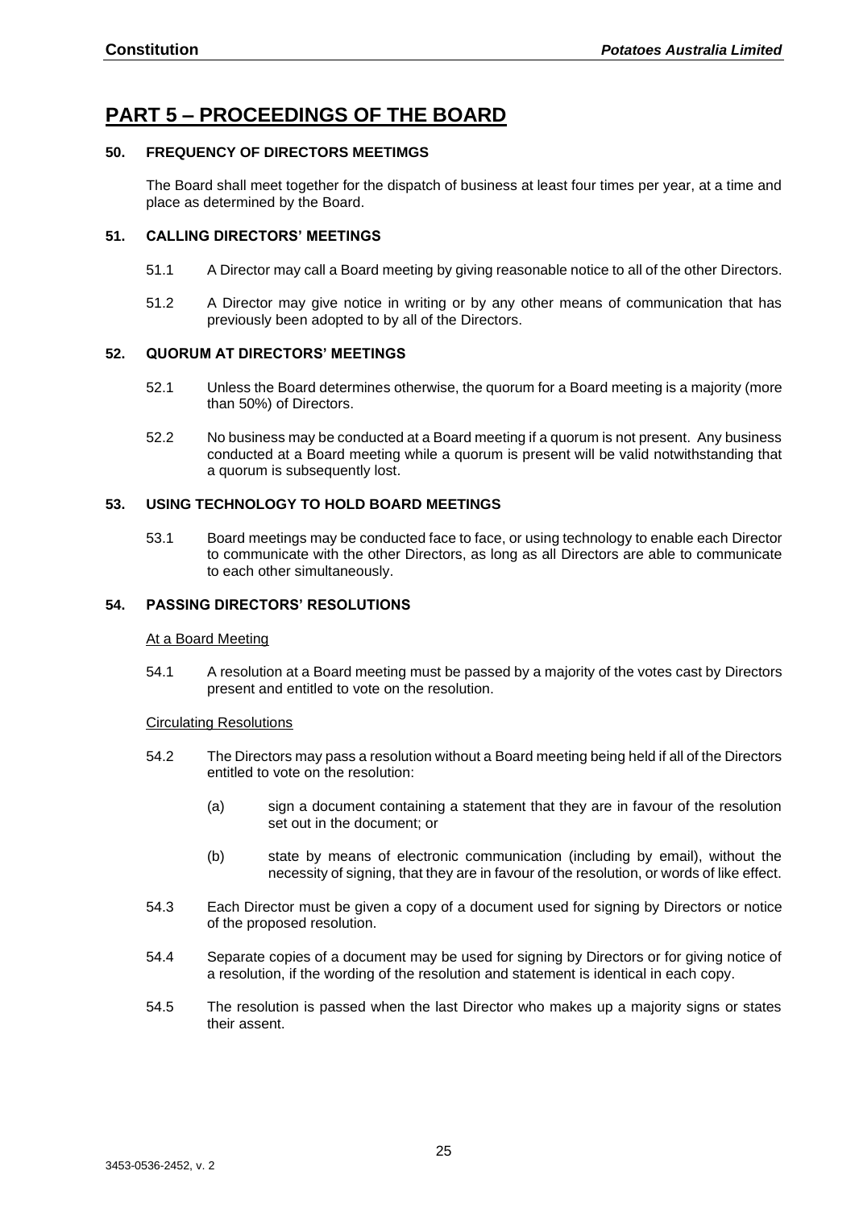# PART 5 – PROCEEDINGS OF THE BOARD

### 50. FREQUENCY OF DIRECTORS MEETIMGS

The Board shall meet together for the dispatch of business at least four times per year, at a time and place as determined by the Board.

### 51. CALLING DIRECTORS' MEETINGS

51.1 A Director may call a Board meeting by giving reasonable notice to all of the other Directors.

51.2 A Director may give notice in writing or by any other means of communication that has previously been adopted to by all of the Directors.

### 52. QUORUM AT DIRECTORS' MEETINGS

52.1 Unless the Board determines otherwise, the quorum for a Board meeting is a majority (more than 50%) of Directors.

52.2 No business may be conducted at a Board meeting if a quorum is not present. Any business conducted at a Board meeting while a quorum is present will be valid notwithstanding that a quorum is subsequently lost.

### 53. USING TECHNOLOGY TO HOLD BOARD MEETINGS

53.1 Board meetings may be conducted face to face, or using technology to enable each Director to communicate with the other Directors, as long as all Directors are able to communicate to each other simultaneously.

### 54. PASSING DIRECTORS' RESOLUTIONS

At a Board Meeting

54.1 A resolution at a Board meeting must be passed by a majority of the votes cast by Directors present and entitled to vote on the resolution.

Circulating Resolutions

54.2 The Directors may pass a resolution without a Board meeting being held if all of the Directors entitled to vote on the resolution:

(a) sign a document containing a statement that they are in favour of the resolution set out in the document; or

(b) state by means of electronic communication (including by email), without the necessity of signing, that they are in favour of the resolution, or words of like effect.

54.3 Each Director must be given a copy of a document used for signing by Directors or notice of the proposed resolution.

54.4 Separate copies of a document may be used for signing by Directors or for giving notice of a resolution, if the wording of the resolution and statement is identical in each copy.

54.5 The resolution is passed when the last Director who makes up a majority signs or states their assent.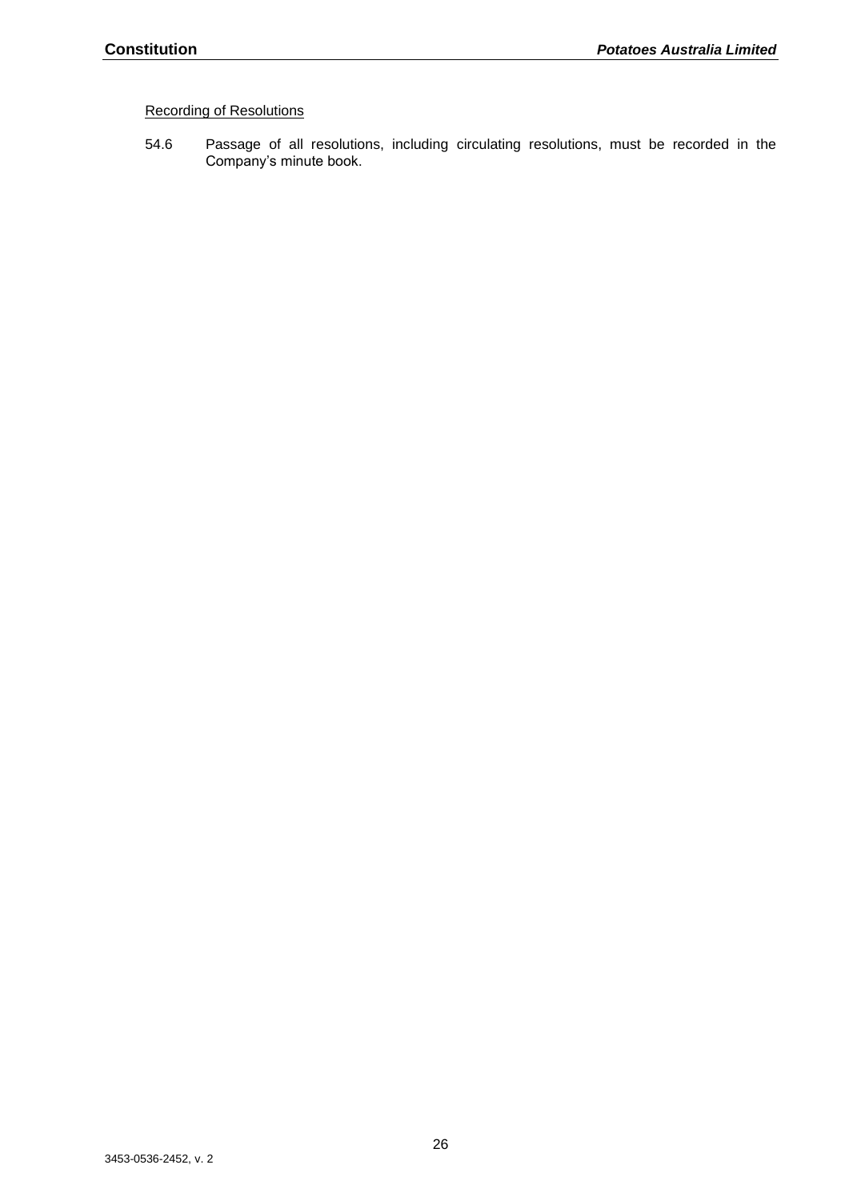Recording of Resolutions

54.6 Passage of all resolutions, including circulating resolutions, must be recorded in the Company's minute book.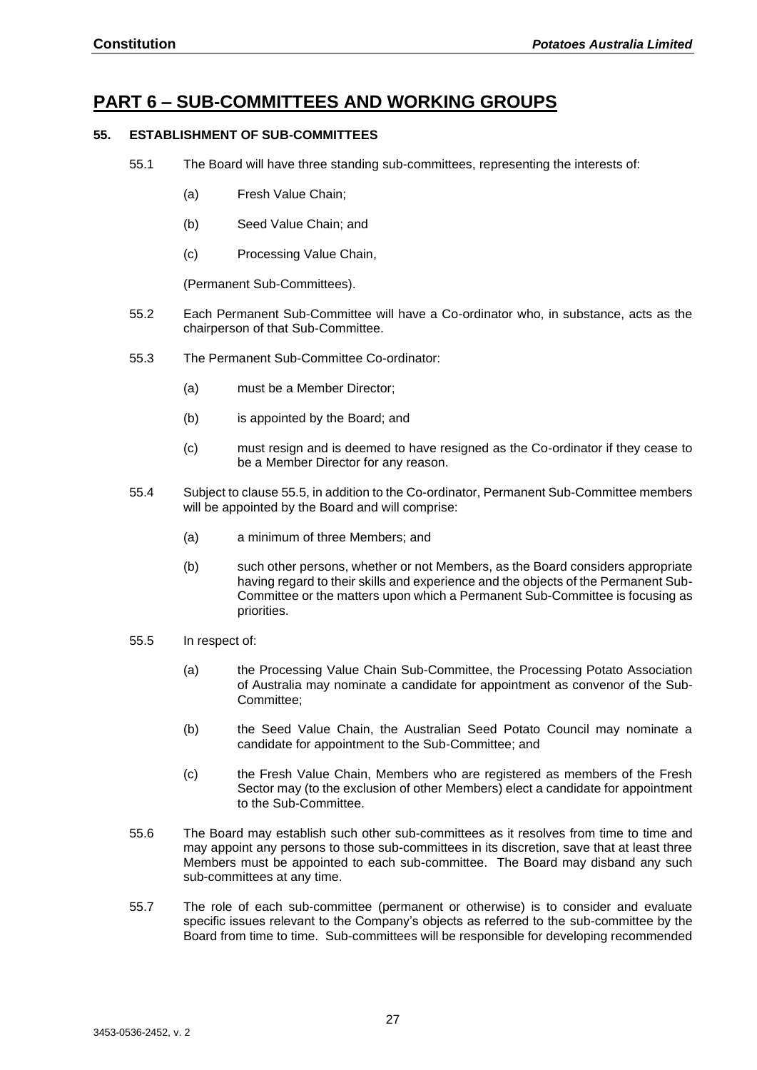# PART 6 – SUB-COMMITTEES AND WORKING GROUPS

### 55. ESTABLISHMENT OF SUB-COMMITTEES

55.1 The Board will have three standing sub-committees, representing the interests of:

(a) Fresh Value Chain;

(b) Seed Value Chain; and

(c) Processing Value Chain,

(Permanent Sub-Committees).

55.2 Each Permanent Sub-Committee will have a Co-ordinator who, in substance, acts as the chairperson of that Sub-Committee.

55.3 The Permanent Sub-Committee Co-ordinator:

(a) must be a Member Director;

(b) is appointed by the Board; and

(c) must resign and is deemed to have resigned as the Co-ordinator if they cease to be a Member Director for any reason.

55.4 Subject to clause 55.5, in addition to the Co-ordinator, Permanent Sub-Committee members will be appointed by the Board and will comprise:

(a) a minimum of three Members; and

(b) such other persons, whether or not Members, as the Board considers appropriate having regard to their skills and experience and the objects of the Permanent Sub-Committee or the matters upon which a Permanent Sub-Committee is focusing as priorities.

55.5 In respect of:

(a) the Processing Value Chain Sub-Committee, the Processing Potato Association of Australia may nominate a candidate for appointment as convenor of the Sub-Committee;

(b) the Seed Value Chain, the Australian Seed Potato Council may nominate a candidate for appointment to the Sub-Committee; and

(c) the Fresh Value Chain, Members who are registered as members of the Fresh Sector may (to the exclusion of other Members) elect a candidate for appointment to the Sub-Committee.

55.6 The Board may establish such other sub-committees as it resolves from time to time and may appoint any persons to those sub-committees in its discretion, save that at least three Members must be appointed to each sub-committee. The Board may disband any such sub-committees at any time.

55.7 The role of each sub-committee (permanent or otherwise) is to consider and evaluate specific issues relevant to the Company's objects as referred to the sub-committee by the Board from time to time. Sub-committees will be responsible for developing recommended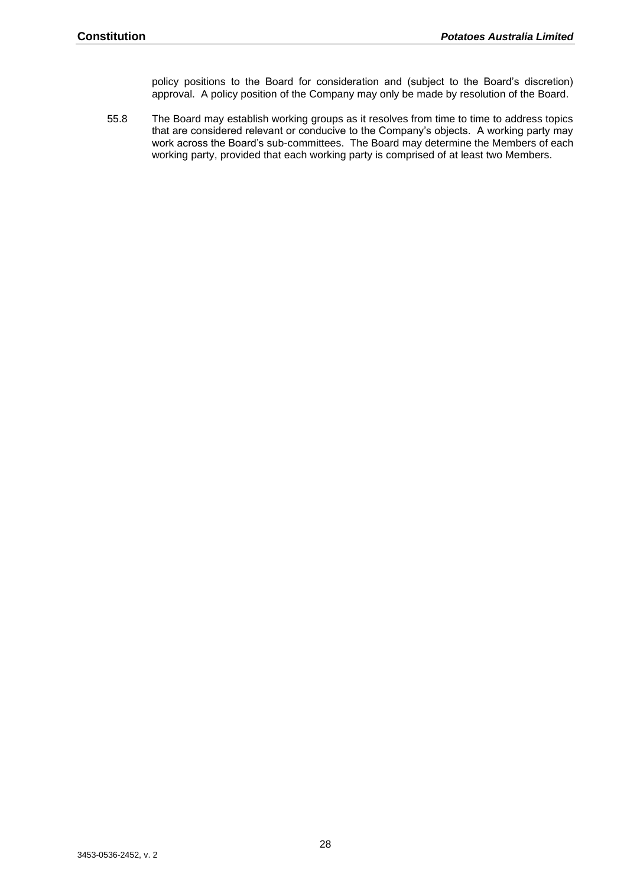policy positions to the Board for consideration and (subject to the Board's discretion) approval. A policy position of the Company may only be made by resolution of the Board.

55.8 The Board may establish working groups as it resolves from time to time to address topics that are considered relevant or conducive to the Company's objects. A working party may work across the Board's sub-committees. The Board may determine the Members of each working party, provided that each working party is comprised of at least two Members.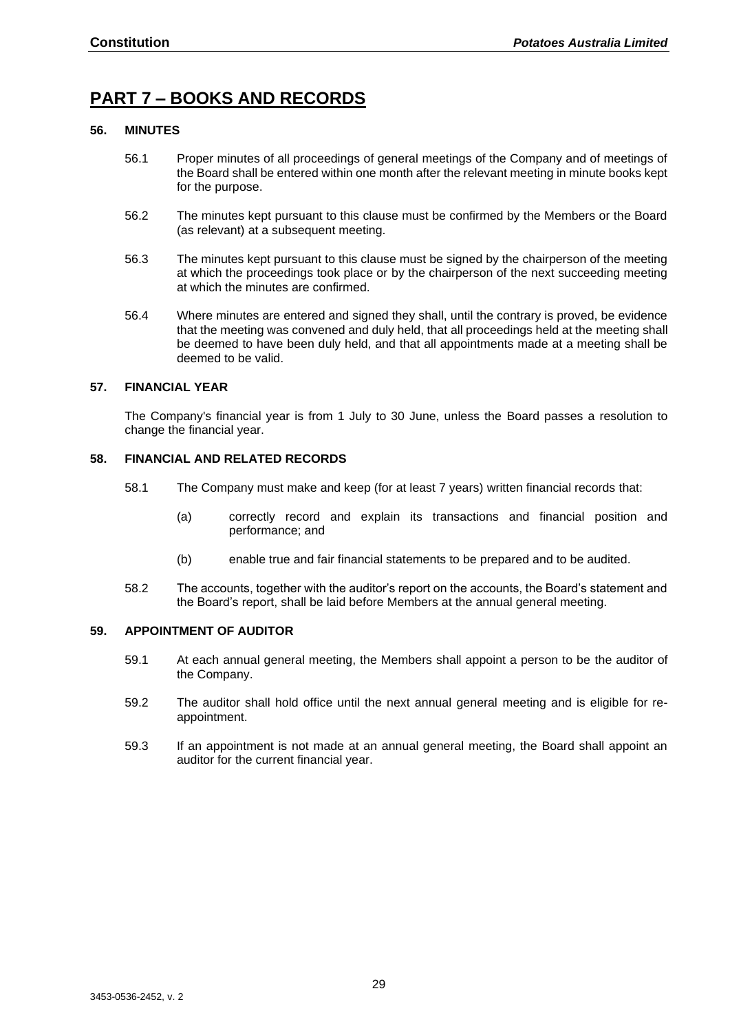# PART 7 – BOOKS AND RECORDS

## 56. MINUTES

56.1 Proper minutes of all proceedings of general meetings of the Company and of meetings of the Board shall be entered within one month after the relevant meeting in minute books kept for the purpose.

56.2 The minutes kept pursuant to this clause must be confirmed by the Members or the Board (as relevant) at a subsequent meeting.

56.3 The minutes kept pursuant to this clause must be signed by the chairperson of the meeting at which the proceedings took place or by the chairperson of the next succeeding meeting at which the minutes are confirmed.

56.4 Where minutes are entered and signed they shall, until the contrary is proved, be evidence that the meeting was convened and duly held, that all proceedings held at the meeting shall be deemed to have been duly held, and that all appointments made at a meeting shall be deemed to be valid.

## 57. FINANCIAL YEAR

The Company's financial year is from 1 July to 30 June, unless the Board passes a resolution to change the financial year.

## 58. FINANCIAL AND RELATED RECORDS

58.1 The Company must make and keep (for at least 7 years) written financial records that:

(a) correctly record and explain its transactions and financial position and performance; and

(b) enable true and fair financial statements to be prepared and to be audited.

58.2 The accounts, together with the auditor's report on the accounts, the Board's statement and the Board's report, shall be laid before Members at the annual general meeting.

## 59. APPOINTMENT OF AUDITOR

59.1 At each annual general meeting, the Members shall appoint a person to be the auditor of the Company.

59.2 The auditor shall hold office until the next annual general meeting and is eligible for re-appointment.

59.3 If an appointment is not made at an annual general meeting, the Board shall appoint an auditor for the current financial year.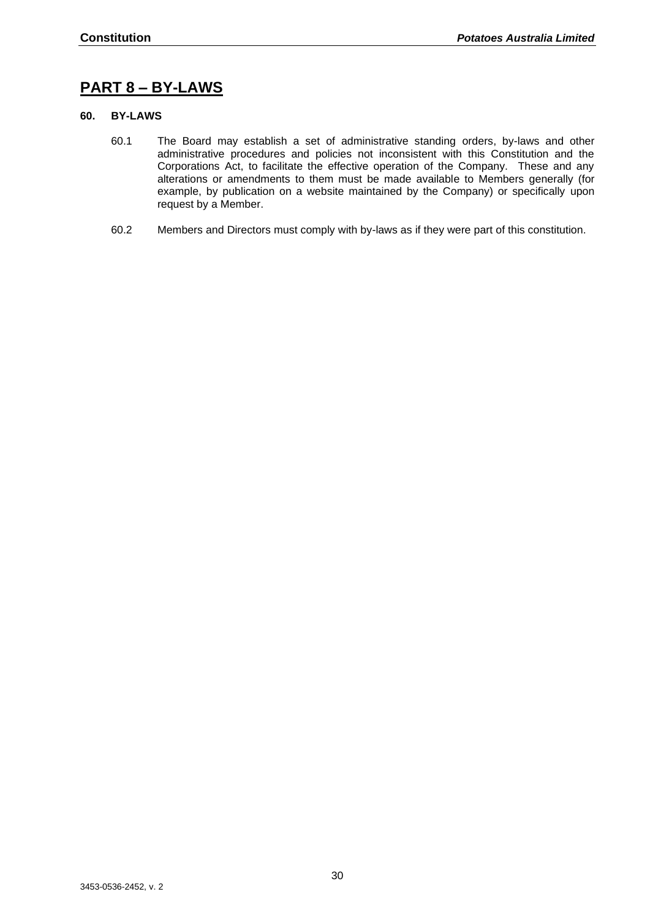# PART 8 – BY-LAWS

## 60. BY-LAWS

60.1 The Board may establish a set of administrative standing orders, by-laws and other administrative procedures and policies not inconsistent with this Constitution and the Corporations Act, to facilitate the effective operation of the Company. These and any alterations or amendments to them must be made available to Members generally (for example, by publication on a website maintained by the Company) or specifically upon request by a Member.

60.2 Members and Directors must comply with by-laws as if they were part of this constitution.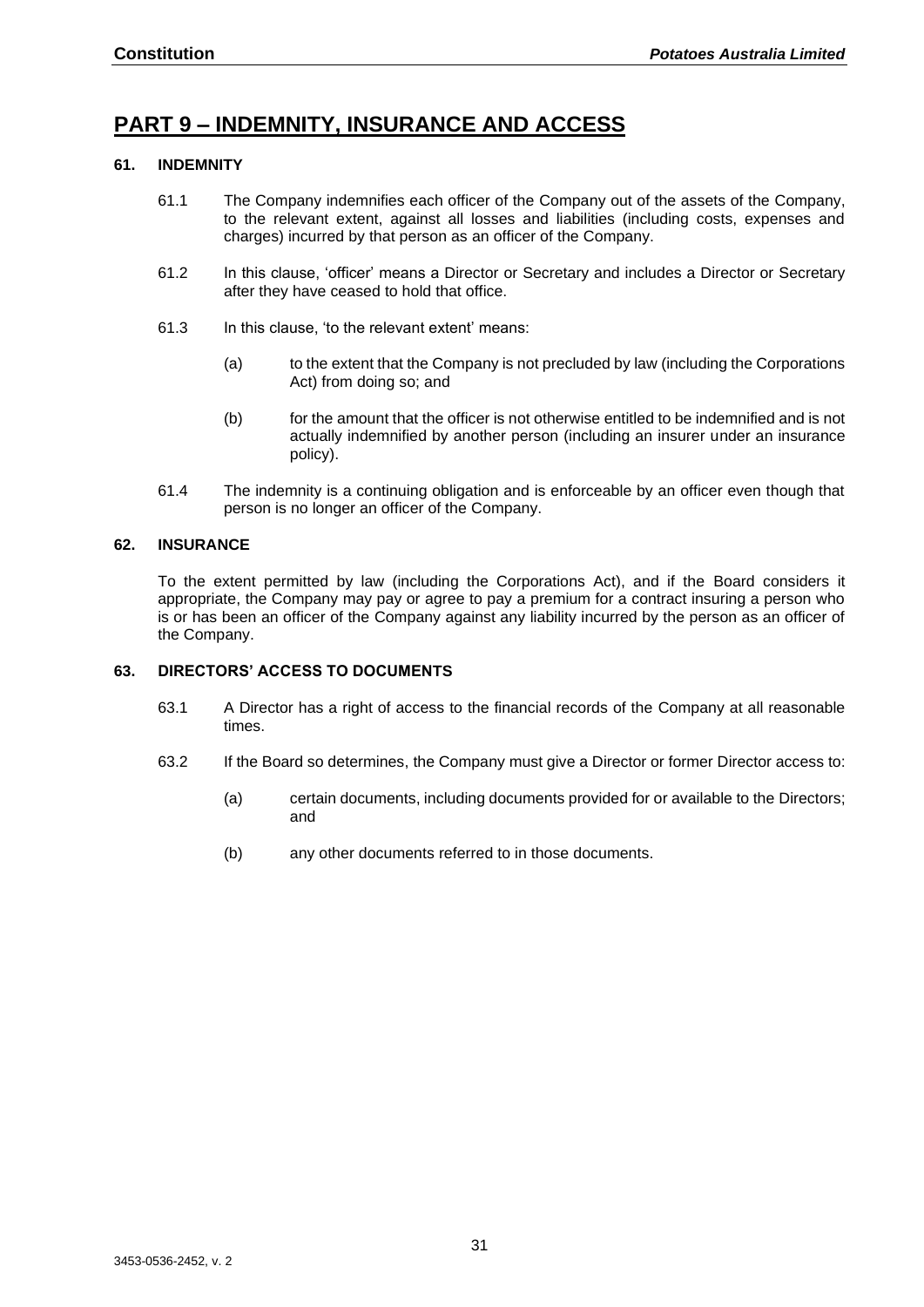# PART 9 – INDEMNITY, INSURANCE AND ACCESS

### 61. INDEMNITY

61.1 The Company indemnifies each officer of the Company out of the assets of the Company, to the relevant extent, against all losses and liabilities (including costs, expenses and charges) incurred by that person as an officer of the Company.

61.2 In this clause, 'officer' means a Director or Secretary and includes a Director or Secretary after they have ceased to hold that office.

61.3 In this clause, 'to the relevant extent' means:

(a) to the extent that the Company is not precluded by law (including the Corporations Act) from doing so; and

(b) for the amount that the officer is not otherwise entitled to be indemnified and is not actually indemnified by another person (including an insurer under an insurance policy).

61.4 The indemnity is a continuing obligation and is enforceable by an officer even though that person is no longer an officer of the Company.

### 62. INSURANCE

To the extent permitted by law (including the Corporations Act), and if the Board considers it appropriate, the Company may pay or agree to pay a premium for a contract insuring a person who is or has been an officer of the Company against any liability incurred by the person as an officer of the Company.

### 63. DIRECTORS' ACCESS TO DOCUMENTS

63.1 A Director has a right of access to the financial records of the Company at all reasonable times.

63.2 If the Board so determines, the Company must give a Director or former Director access to:

(a) certain documents, including documents provided for or available to the Directors; and

(b) any other documents referred to in those documents.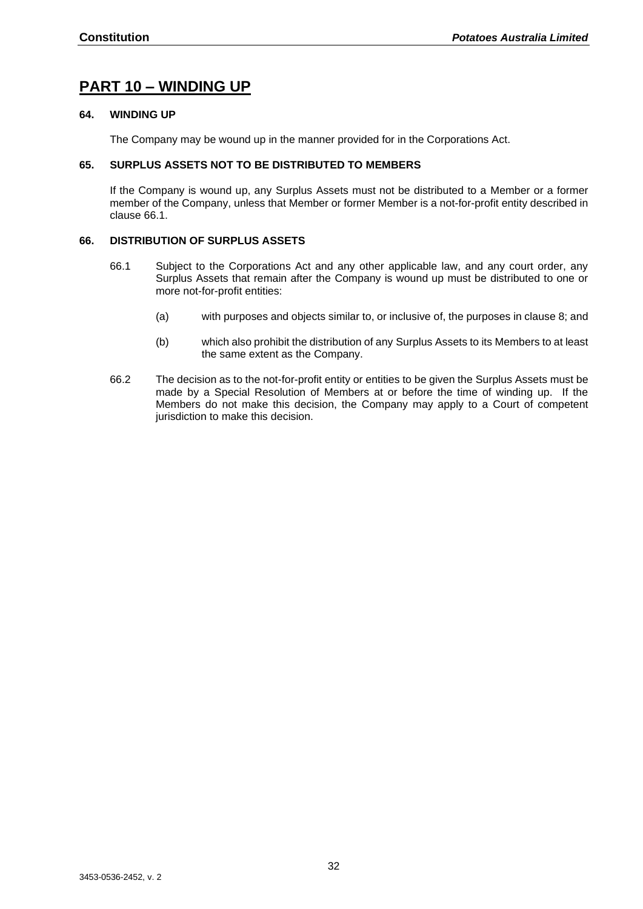## PART 10 – WINDING UP

### 64. WINDING UP

The Company may be wound up in the manner provided for in the Corporations Act.

### 65. SURPLUS ASSETS NOT TO BE DISTRIBUTED TO MEMBERS

If the Company is wound up, any Surplus Assets must not be distributed to a Member or a former member of the Company, unless that Member or former Member is a not-for-profit entity described in clause 66.1.

### 66. DISTRIBUTION OF SURPLUS ASSETS

66.1 Subject to the Corporations Act and any other applicable law, and any court order, any Surplus Assets that remain after the Company is wound up must be distributed to one or more not-for-profit entities:

(a) with purposes and objects similar to, or inclusive of, the purposes in clause 8; and

(b) which also prohibit the distribution of any Surplus Assets to its Members to at least the same extent as the Company.

66.2 The decision as to the not-for-profit entity or entities to be given the Surplus Assets must be made by a Special Resolution of Members at or before the time of winding up. If the Members do not make this decision, the Company may apply to a Court of competent jurisdiction to make this decision.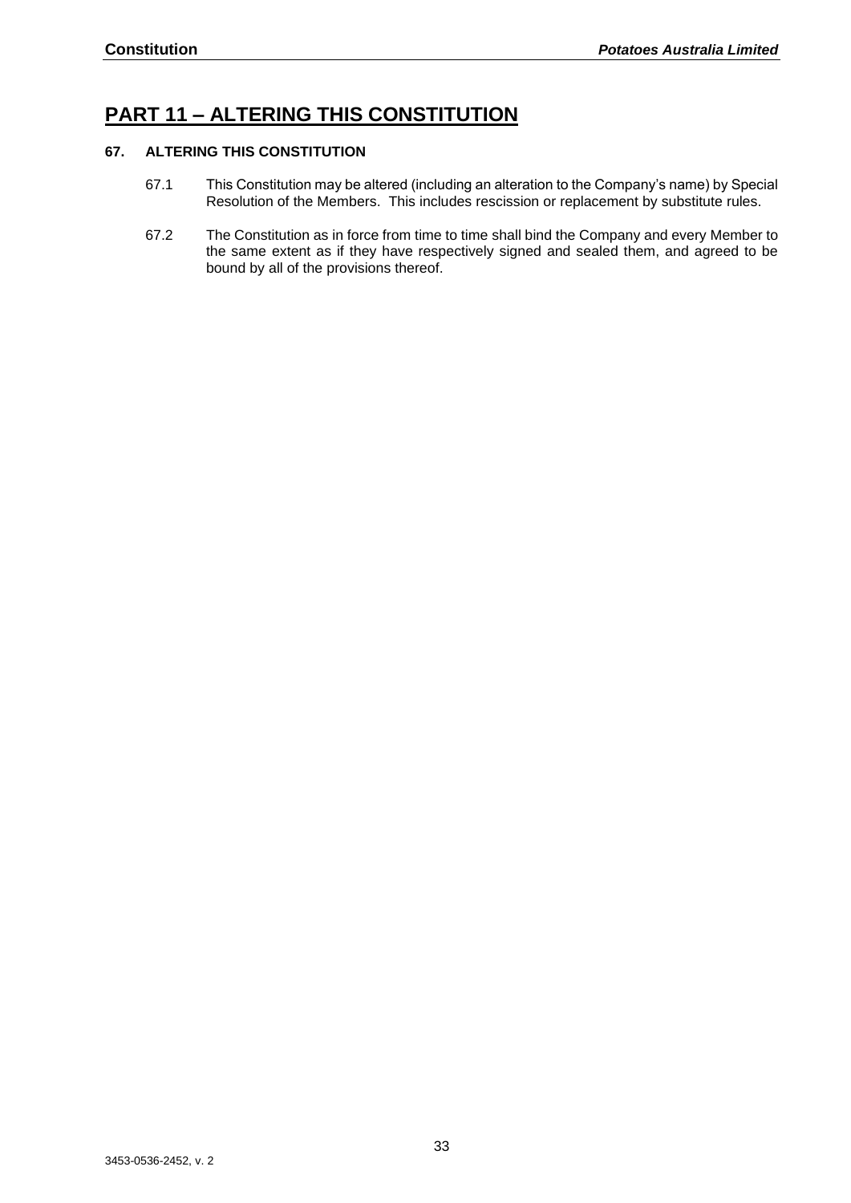# PART 11 – ALTERING THIS CONSTITUTION

## 67. ALTERING THIS CONSTITUTION

67.1 This Constitution may be altered (including an alteration to the Company's name) by Special Resolution of the Members. This includes rescission or replacement by substitute rules.

67.2 The Constitution as in force from time to time shall bind the Company and every Member to the same extent as if they have respectively signed and sealed them, and agreed to be bound by all of the provisions thereof.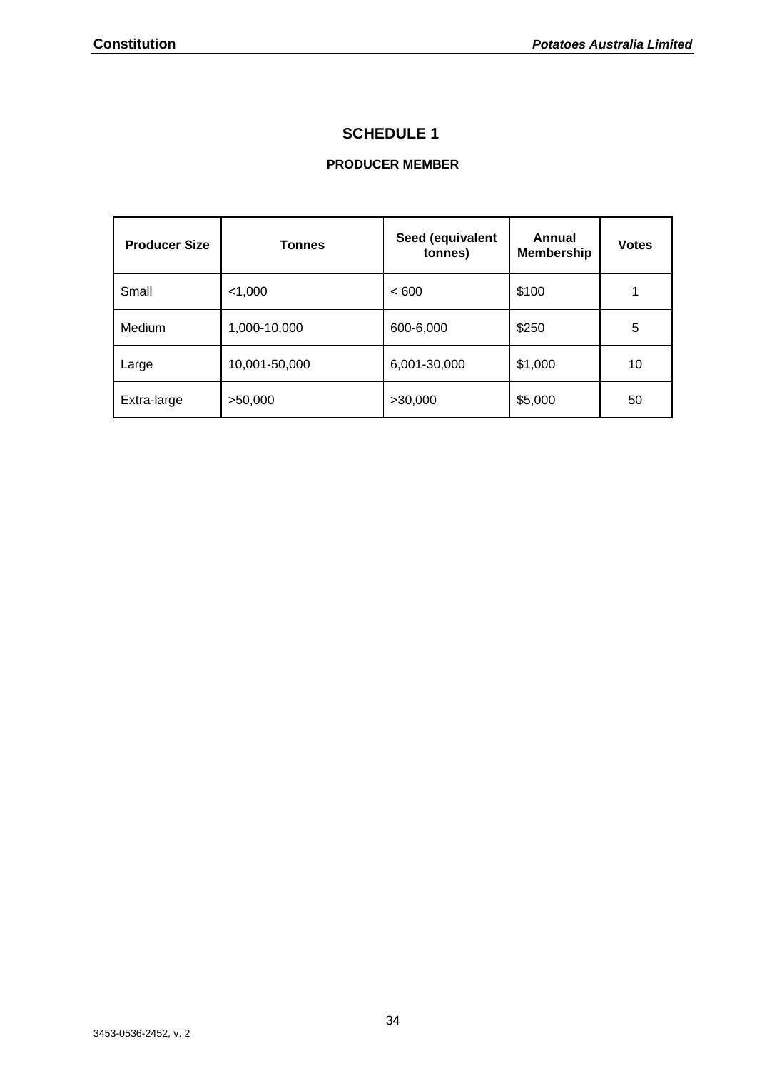# SCHEDULE 1

## PRODUCER MEMBER

| Producer Size | Tonnes | Seed (equivalent tonnes) | Annual Membership | Votes |
|---|---|---|---|---|
| Small | <1,000 | < 600 | $100 | 1 |
| Medium | 1,000-10,000 | 600-6,000 | $250 | 5 |
| Large | 10,001-50,000 | 6,001-30,000 | $1,000 | 10 |
| Extra-large | >50,000 | >30,000 | $5,000 | 50 |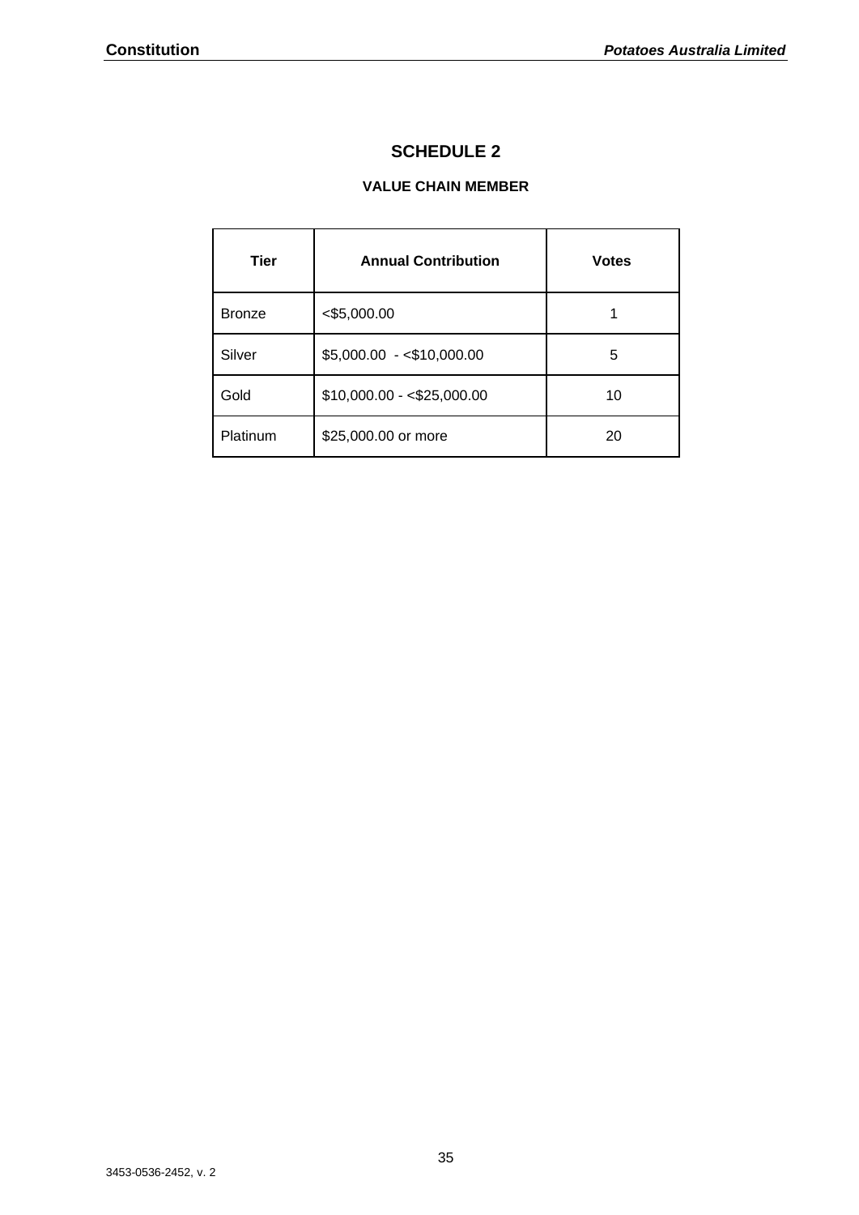# SCHEDULE 2

## VALUE CHAIN MEMBER

| Tier | Annual Contribution | Votes |
|---|---|---|
| Bronze | <$5,000.00 | 1 |
| Silver | $5,000.00 - <$10,000.00 | 5 |
| Gold | $10,000.00 - <$25,000.00 | 10 |
| Platinum | $25,000.00 or more | 20 |

3453-0536-2452, v. 2